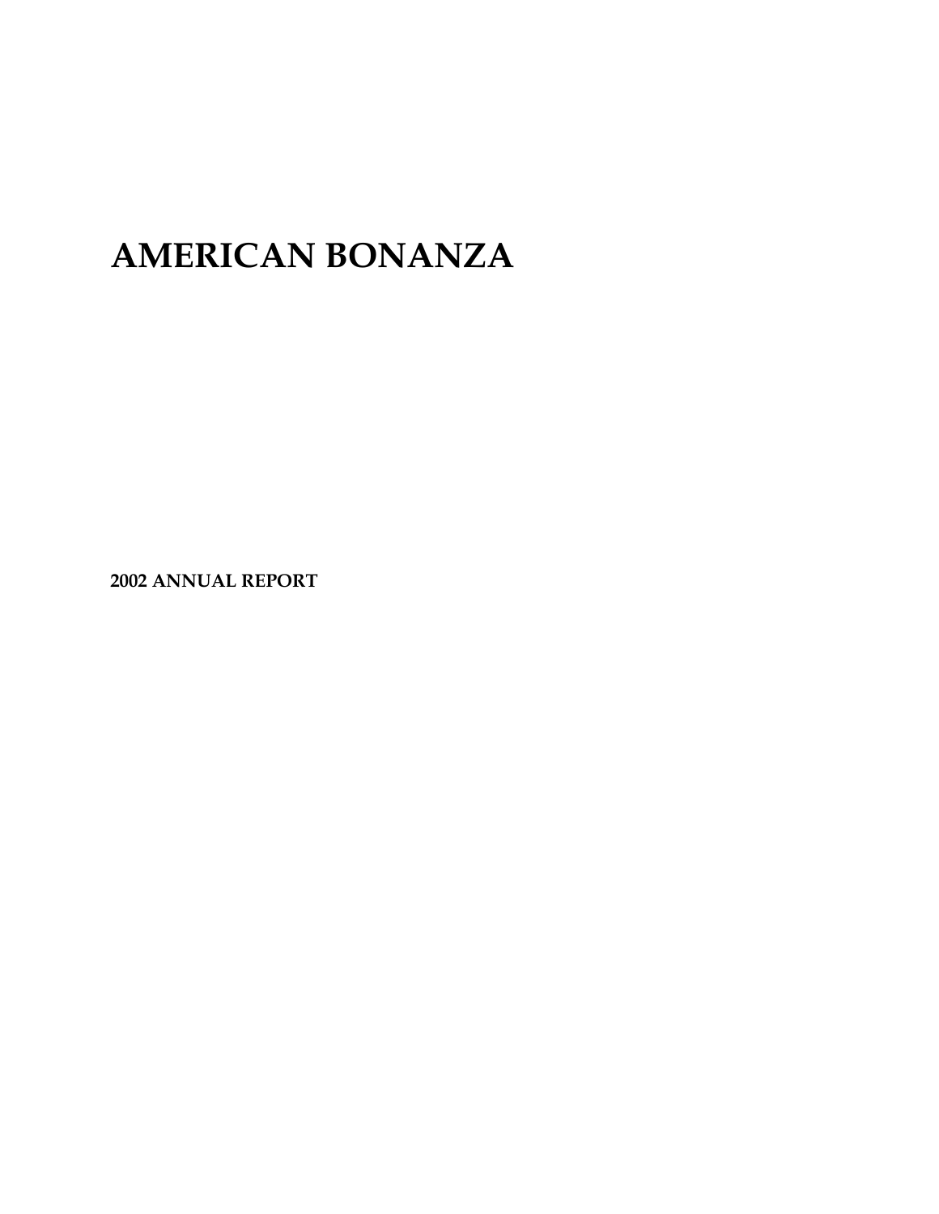# AMERICAN BONANZA

**2002 ANNUAL REPORT**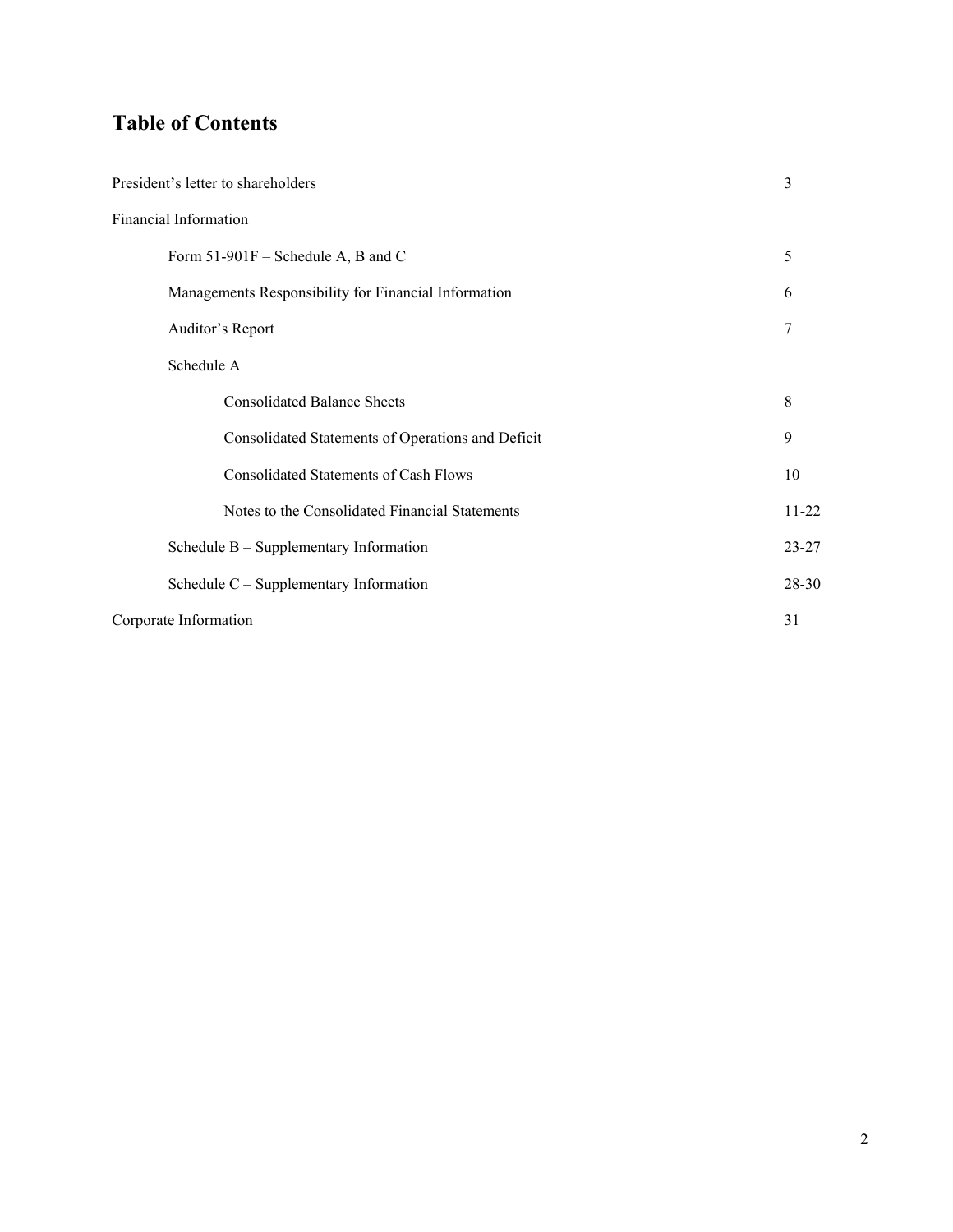# Table of Contents

| | |
|---|---|
| President's letter to shareholders | 3 |
| Financial Information | |
| Form 51-901F – Schedule A, B and C | 5 |
| Managements Responsibility for Financial Information | 6 |
| Auditor's Report | 7 |
| Schedule A | |
| Consolidated Balance Sheets | 8 |
| Consolidated Statements of Operations and Deficit | 9 |
| Consolidated Statements of Cash Flows | 10 |
| Notes to the Consolidated Financial Statements | 11-22 |
| Schedule B – Supplementary Information | 23-27 |
| Schedule C – Supplementary Information | 28-30 |
| Corporate Information | 31 |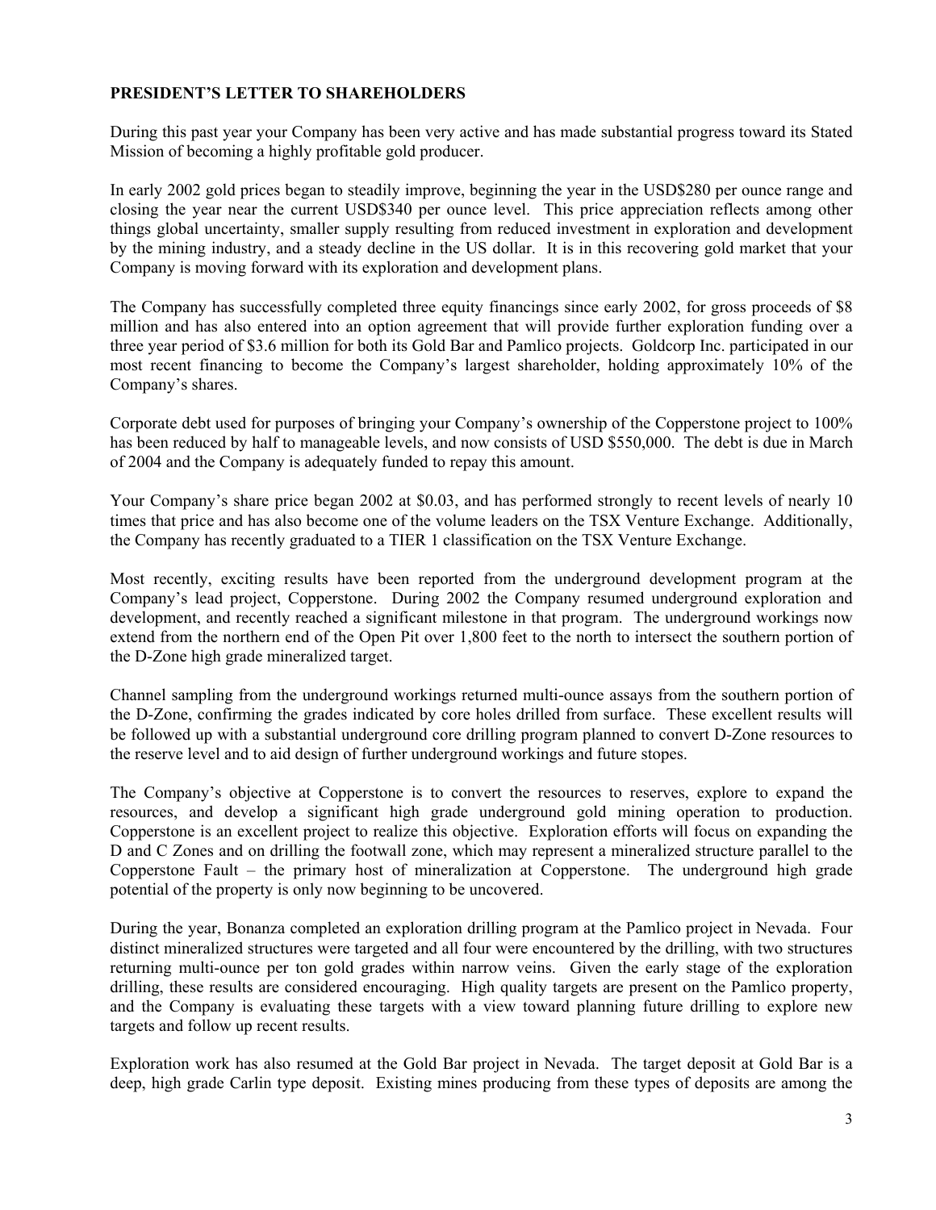**PRESIDENT'S LETTER TO SHAREHOLDERS**

During this past year your Company has been very active and has made substantial progress toward its Stated Mission of becoming a highly profitable gold producer.

In early 2002 gold prices began to steadily improve, beginning the year in the USD$280 per ounce range and closing the year near the current USD$340 per ounce level. This price appreciation reflects among other things global uncertainty, smaller supply resulting from reduced investment in exploration and development by the mining industry, and a steady decline in the US dollar. It is in this recovering gold market that your Company is moving forward with its exploration and development plans.

The Company has successfully completed three equity financings since early 2002, for gross proceeds of $8 million and has also entered into an option agreement that will provide further exploration funding over a three year period of $3.6 million for both its Gold Bar and Pamlico projects. Goldcorp Inc. participated in our most recent financing to become the Company's largest shareholder, holding approximately 10% of the Company's shares.

Corporate debt used for purposes of bringing your Company's ownership of the Copperstone project to 100% has been reduced by half to manageable levels, and now consists of USD $550,000. The debt is due in March of 2004 and the Company is adequately funded to repay this amount.

Your Company's share price began 2002 at $0.03, and has performed strongly to recent levels of nearly 10 times that price and has also become one of the volume leaders on the TSX Venture Exchange. Additionally, the Company has recently graduated to a TIER 1 classification on the TSX Venture Exchange.

Most recently, exciting results have been reported from the underground development program at the Company's lead project, Copperstone. During 2002 the Company resumed underground exploration and development, and recently reached a significant milestone in that program. The underground workings now extend from the northern end of the Open Pit over 1,800 feet to the north to intersect the southern portion of the D-Zone high grade mineralized target.

Channel sampling from the underground workings returned multi-ounce assays from the southern portion of the D-Zone, confirming the grades indicated by core holes drilled from surface. These excellent results will be followed up with a substantial underground core drilling program planned to convert D-Zone resources to the reserve level and to aid design of further underground workings and future stopes.

The Company's objective at Copperstone is to convert the resources to reserves, explore to expand the resources, and develop a significant high grade underground gold mining operation to production. Copperstone is an excellent project to realize this objective. Exploration efforts will focus on expanding the D and C Zones and on drilling the footwall zone, which may represent a mineralized structure parallel to the Copperstone Fault – the primary host of mineralization at Copperstone. The underground high grade potential of the property is only now beginning to be uncovered.

During the year, Bonanza completed an exploration drilling program at the Pamlico project in Nevada. Four distinct mineralized structures were targeted and all four were encountered by the drilling, with two structures returning multi-ounce per ton gold grades within narrow veins. Given the early stage of the exploration drilling, these results are considered encouraging. High quality targets are present on the Pamlico property, and the Company is evaluating these targets with a view toward planning future drilling to explore new targets and follow up recent results.

Exploration work has also resumed at the Gold Bar project in Nevada. The target deposit at Gold Bar is a deep, high grade Carlin type deposit. Existing mines producing from these types of deposits are among the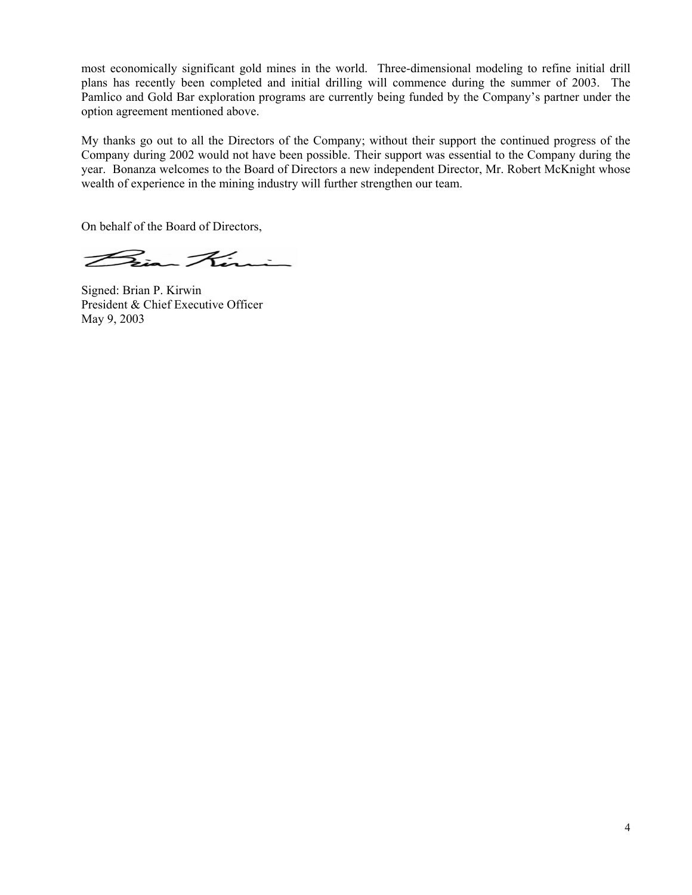most economically significant gold mines in the world. Three-dimensional modeling to refine initial drill plans has recently been completed and initial drilling will commence during the summer of 2003. The Pamlico and Gold Bar exploration programs are currently being funded by the Company's partner under the option agreement mentioned above.

My thanks go out to all the Directors of the Company; without their support the continued progress of the Company during 2002 would not have been possible. Their support was essential to the Company during the year. Bonanza welcomes to the Board of Directors a new independent Director, Mr. Robert McKnight whose wealth of experience in the mining industry will further strengthen our team.

On behalf of the Board of Directors,

Signed: Brian P. Kirwin  
President & Chief Executive Officer  
May 9, 2003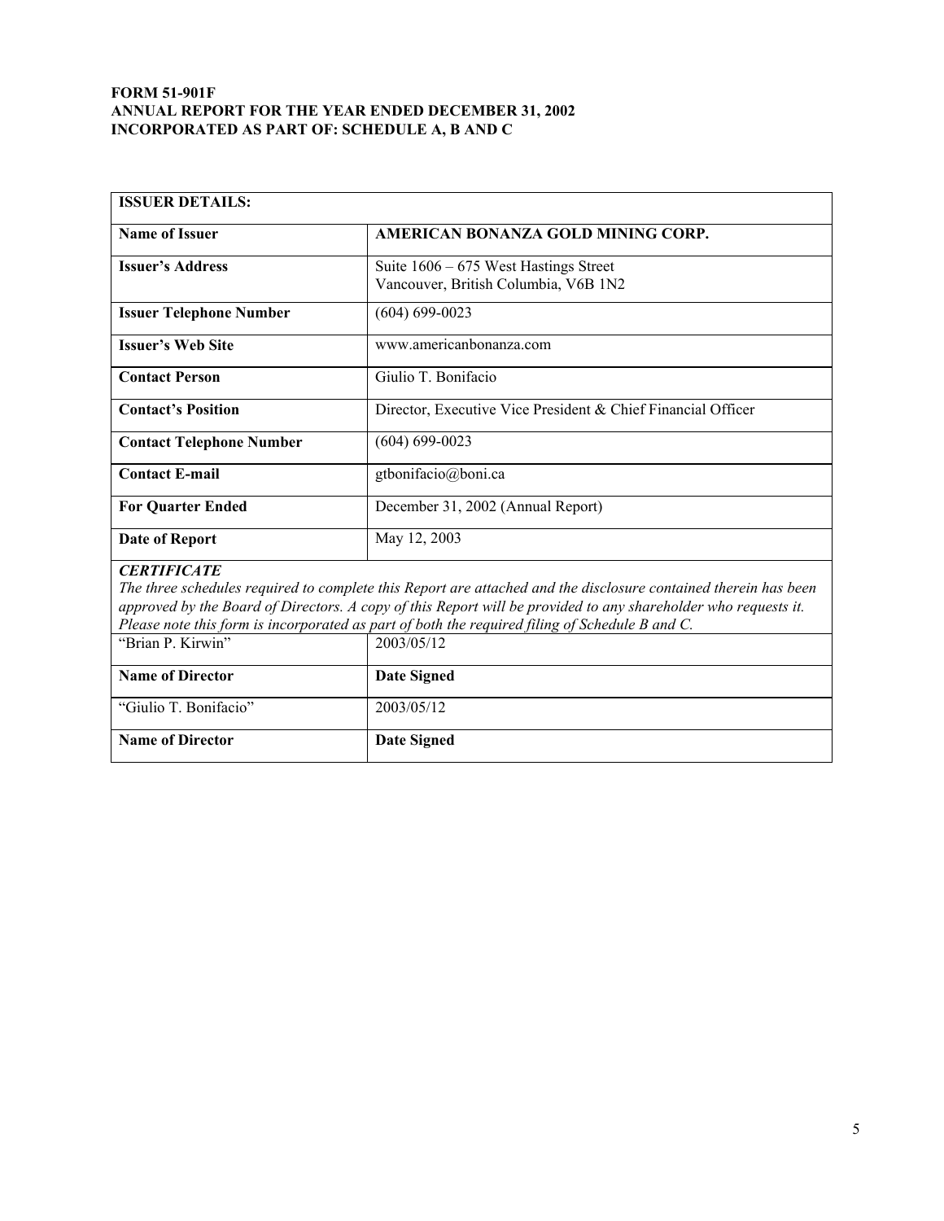**FORM 51-901F**
**ANNUAL REPORT FOR THE YEAR ENDED DECEMBER 31, 2002**
**INCORPORATED AS PART OF: SCHEDULE A, B AND C**

| **ISSUER DETAILS:** | |
|---|---|
| **Name of Issuer** | **AMERICAN BONANZA GOLD MINING CORP.** |
| **Issuer's Address** | Suite 1606 – 675 West Hastings Street<br>Vancouver, British Columbia, V6B 1N2 |
| **Issuer Telephone Number** | (604) 699-0023 |
| **Issuer's Web Site** | www.americanbonanza.com |
| **Contact Person** | Giulio T. Bonifacio |
| **Contact's Position** | Director, Executive Vice President & Chief Financial Officer |
| **Contact Telephone Number** | (604) 699-0023 |
| **Contact E-mail** | gtbonifacio@boni.ca |
| **For Quarter Ended** | December 31, 2002 (Annual Report) |
| **Date of Report** | May 12, 2003 |

***CERTIFICATE***

*The three schedules required to complete this Report are attached and the disclosure contained therein has been approved by the Board of Directors. A copy of this Report will be provided to any shareholder who requests it. Please note this form is incorporated as part of both the required filing of Schedule B and C.*

| "Brian P. Kirwin" | 2003/05/12 |
|---|---|
| **Name of Director** | **Date Signed** |
| "Giulio T. Bonifacio" | 2003/05/12 |
| **Name of Director** | **Date Signed** |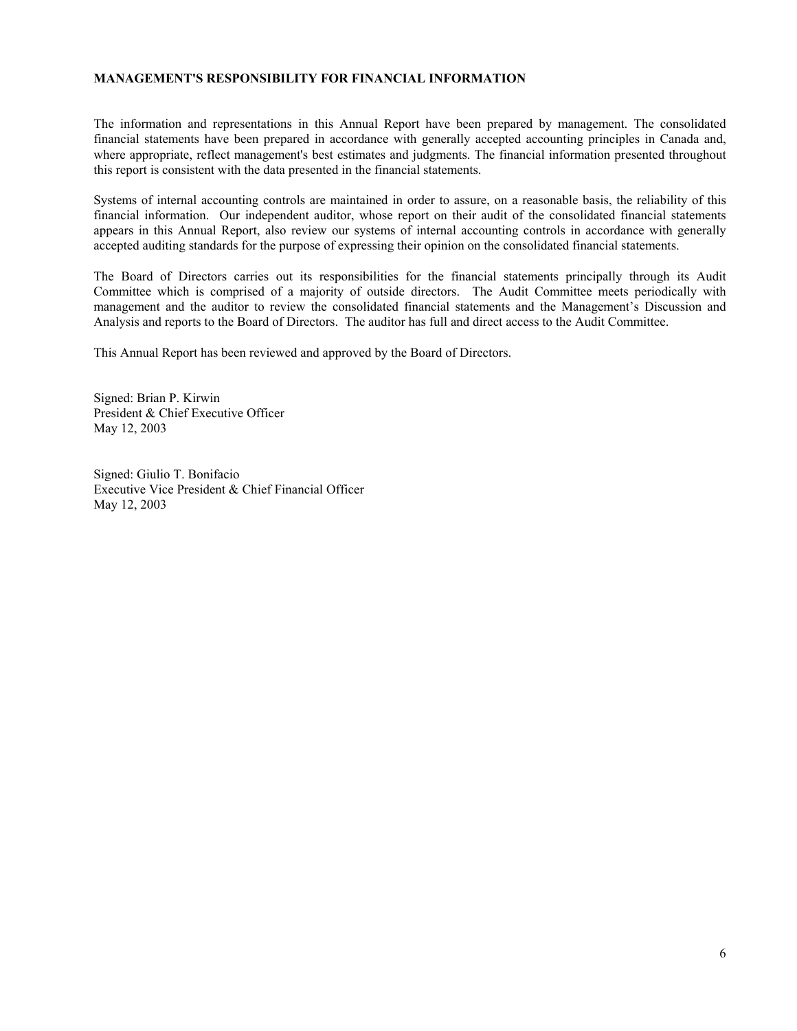# MANAGEMENT'S RESPONSIBILITY FOR FINANCIAL INFORMATION

The information and representations in this Annual Report have been prepared by management. The consolidated financial statements have been prepared in accordance with generally accepted accounting principles in Canada and, where appropriate, reflect management's best estimates and judgments. The financial information presented throughout this report is consistent with the data presented in the financial statements.

Systems of internal accounting controls are maintained in order to assure, on a reasonable basis, the reliability of this financial information. Our independent auditor, whose report on their audit of the consolidated financial statements appears in this Annual Report, also review our systems of internal accounting controls in accordance with generally accepted auditing standards for the purpose of expressing their opinion on the consolidated financial statements.

The Board of Directors carries out its responsibilities for the financial statements principally through its Audit Committee which is comprised of a majority of outside directors. The Audit Committee meets periodically with management and the auditor to review the consolidated financial statements and the Management's Discussion and Analysis and reports to the Board of Directors. The auditor has full and direct access to the Audit Committee.

This Annual Report has been reviewed and approved by the Board of Directors.

Signed: Brian P. Kirwin
President & Chief Executive Officer
May 12, 2003

Signed: Giulio T. Bonifacio
Executive Vice President & Chief Financial Officer
May 12, 2003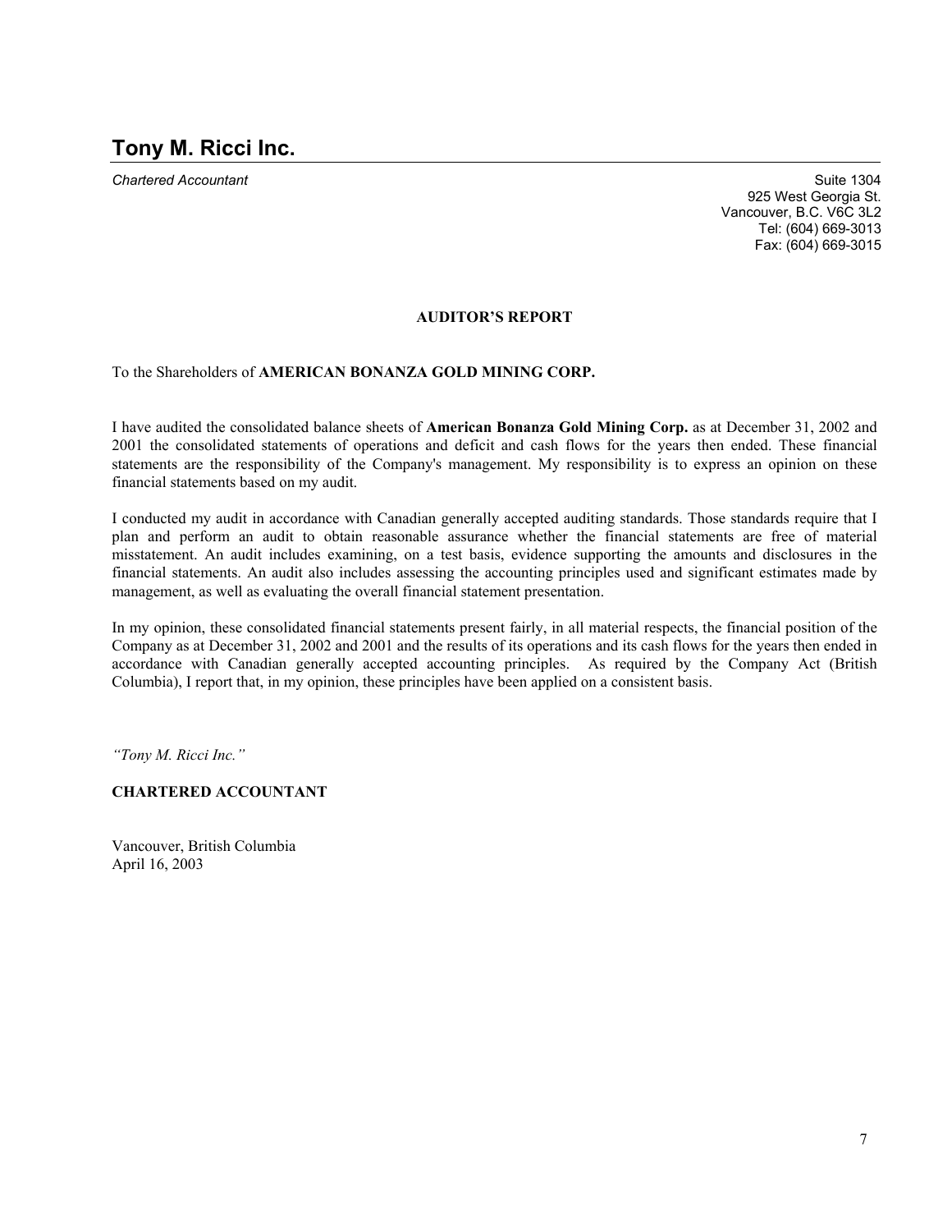# Tony M. Ricci Inc.

*Chartered Accountant*

Suite 1304
925 West Georgia St.
Vancouver, B.C. V6C 3L2
Tel: (604) 669-3013
Fax: (604) 669-3015

**AUDITOR'S REPORT**

To the Shareholders of **AMERICAN BONANZA GOLD MINING CORP.**

I have audited the consolidated balance sheets of **American Bonanza Gold Mining Corp.** as at December 31, 2002 and 2001 the consolidated statements of operations and deficit and cash flows for the years then ended. These financial statements are the responsibility of the Company's management. My responsibility is to express an opinion on these financial statements based on my audit.

I conducted my audit in accordance with Canadian generally accepted auditing standards. Those standards require that I plan and perform an audit to obtain reasonable assurance whether the financial statements are free of material misstatement. An audit includes examining, on a test basis, evidence supporting the amounts and disclosures in the financial statements. An audit also includes assessing the accounting principles used and significant estimates made by management, as well as evaluating the overall financial statement presentation.

In my opinion, these consolidated financial statements present fairly, in all material respects, the financial position of the Company as at December 31, 2002 and 2001 and the results of its operations and its cash flows for the years then ended in accordance with Canadian generally accepted accounting principles. As required by the Company Act (British Columbia), I report that, in my opinion, these principles have been applied on a consistent basis.

*"Tony M. Ricci Inc."*

**CHARTERED ACCOUNTANT**

Vancouver, British Columbia
April 16, 2003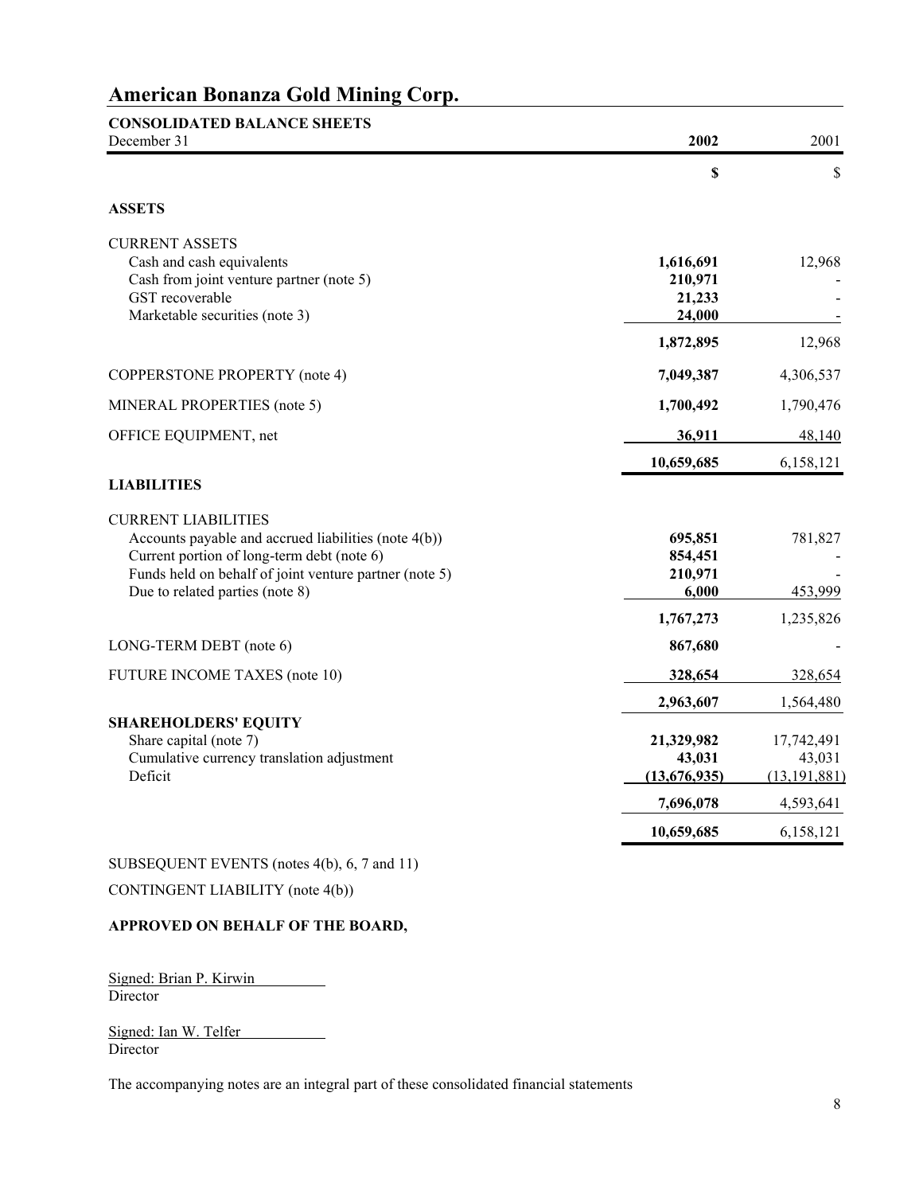# American Bonanza Gold Mining Corp.

**CONSOLIDATED BALANCE SHEETS**

| December 31 | **2002** | 2001 |
|---|---|---|
| | **$** | $ |
| **ASSETS** | | |
| CURRENT ASSETS | | |
| Cash and cash equivalents | **1,616,691** | 12,968 |
| Cash from joint venture partner (note 5) | **210,971** | - |
| GST recoverable | **21,233** | - |
| Marketable securities (note 3) | **24,000** | - |
| | **1,872,895** | 12,968 |
| COPPERSTONE PROPERTY (note 4) | **7,049,387** | 4,306,537 |
| MINERAL PROPERTIES (note 5) | **1,700,492** | 1,790,476 |
| OFFICE EQUIPMENT, net | **36,911** | 48,140 |
| | **10,659,685** | 6,158,121 |
| **LIABILITIES** | | |
| CURRENT LIABILITIES | | |
| Accounts payable and accrued liabilities (note 4(b)) | **695,851** | 781,827 |
| Current portion of long-term debt (note 6) | **854,451** | - |
| Funds held on behalf of joint venture partner (note 5) | **210,971** | - |
| Due to related parties (note 8) | **6,000** | 453,999 |
| | **1,767,273** | 1,235,826 |
| LONG-TERM DEBT (note 6) | **867,680** | - |
| FUTURE INCOME TAXES (note 10) | **328,654** | 328,654 |
| | **2,963,607** | 1,564,480 |
| **SHAREHOLDERS' EQUITY** | | |
| Share capital (note 7) | **21,329,982** | 17,742,491 |
| Cumulative currency translation adjustment | **43,031** | 43,031 |
| Deficit | **(13,676,935)** | (13,191,881) |
| | **7,696,078** | 4,593,641 |
| | **10,659,685** | 6,158,121 |

SUBSEQUENT EVENTS (notes 4(b), 6, 7 and 11)

CONTINGENT LIABILITY (note 4(b))

**APPROVED ON BEHALF OF THE BOARD,**

Signed: Brian P. Kirwin
Director

Signed: Ian W. Telfer
Director

The accompanying notes are an integral part of these consolidated financial statements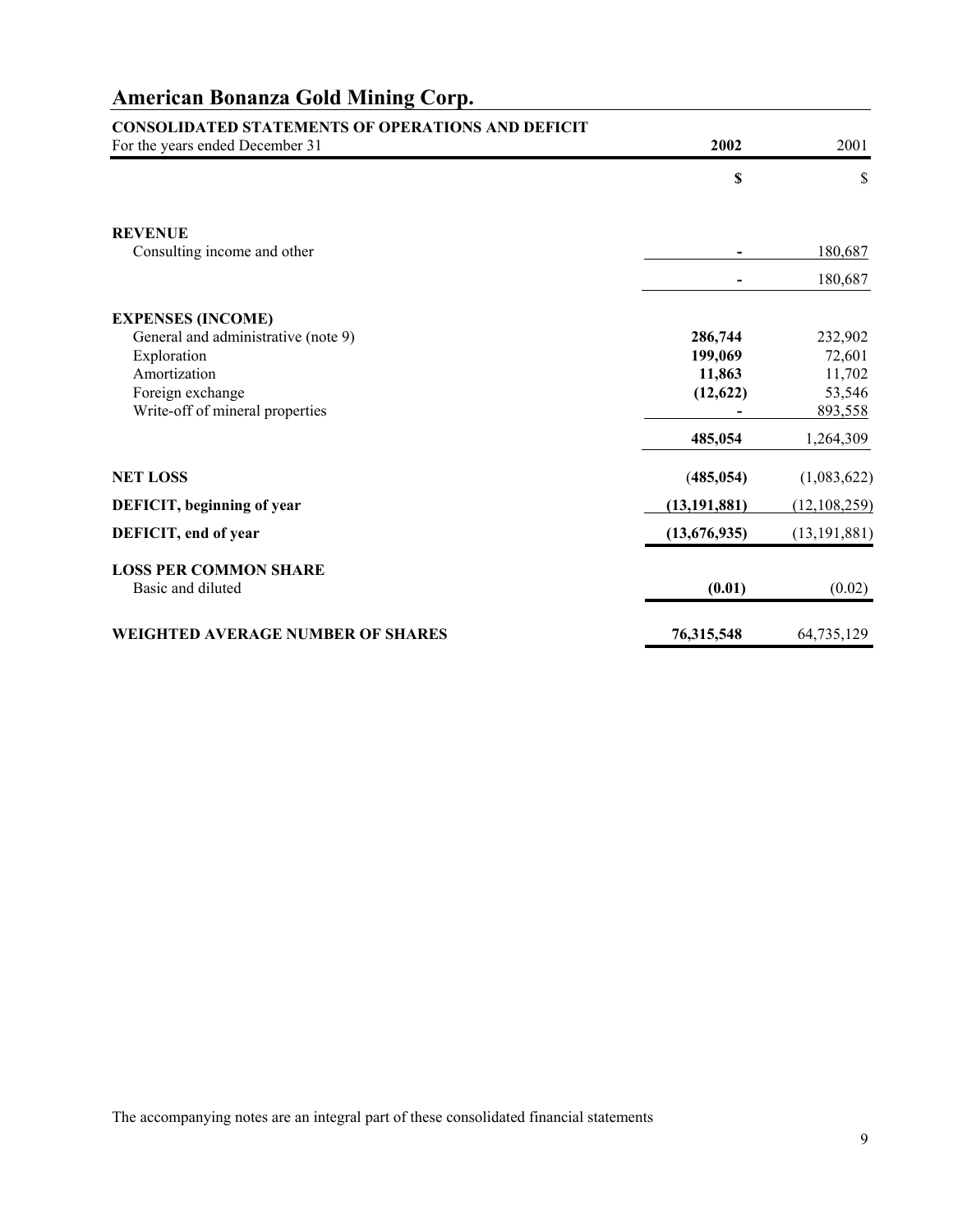# American Bonanza Gold Mining Corp.

**CONSOLIDATED STATEMENTS OF OPERATIONS AND DEFICIT**

| For the years ended December 31 | **2002** | 2001 |
|---|---|---|
| | **$** | $ |
| **REVENUE** | | |
| Consulting income and other | **-** | 180,687 |
| | **-** | 180,687 |
| **EXPENSES (INCOME)** | | |
| General and administrative (note 9) | **286,744** | 232,902 |
| Exploration | **199,069** | 72,601 |
| Amortization | **11,863** | 11,702 |
| Foreign exchange | **(12,622)** | 53,546 |
| Write-off of mineral properties | **-** | 893,558 |
| | **485,054** | 1,264,309 |
| **NET LOSS** | **(485,054)** | (1,083,622) |
| **DEFICIT, beginning of year** | **(13,191,881)** | (12,108,259) |
| **DEFICIT, end of year** | **(13,676,935)** | (13,191,881) |
| **LOSS PER COMMON SHARE** | | |
| Basic and diluted | **(0.01)** | (0.02) |
| **WEIGHTED AVERAGE NUMBER OF SHARES** | **76,315,548** | 64,735,129 |

The accompanying notes are an integral part of these consolidated financial statements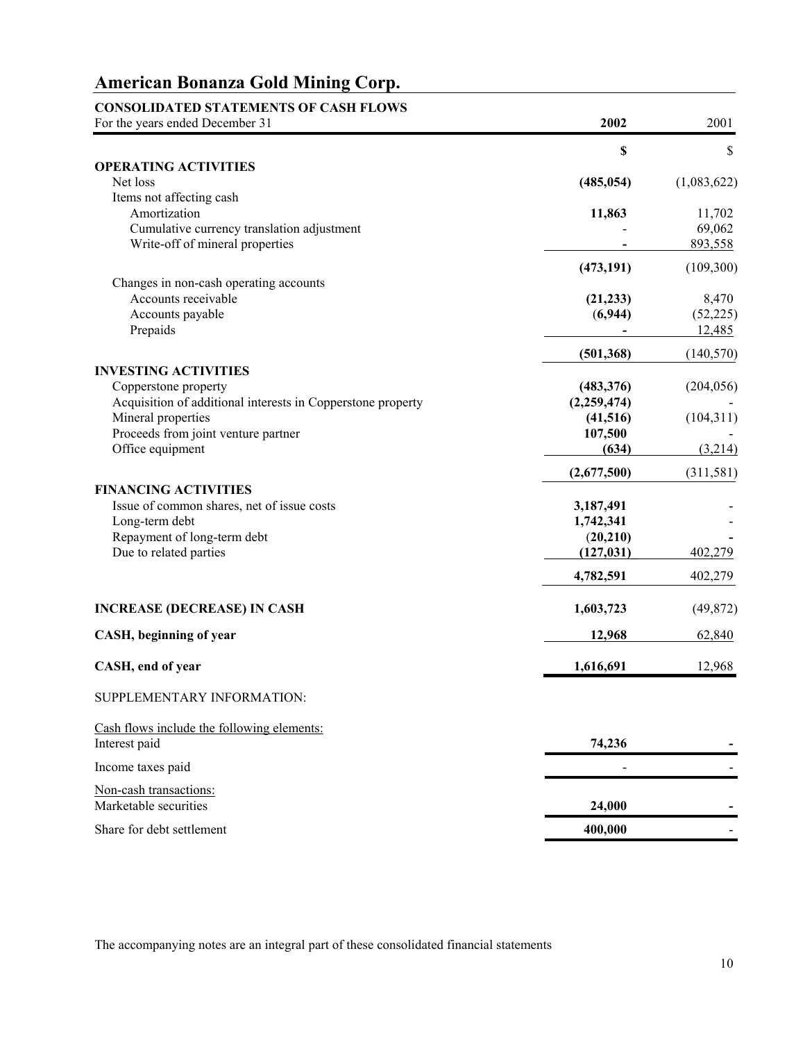# American Bonanza Gold Mining Corp.

**CONSOLIDATED STATEMENTS OF CASH FLOWS**

| For the years ended December 31 | **2002** | 2001 |
|---|---|---|
| | **$** | $ |
| **OPERATING ACTIVITIES** | | |
| Net loss | **(485,054)** | (1,083,622) |
| Items not affecting cash | | |
| Amortization | **11,863** | 11,702 |
| Cumulative currency translation adjustment | - | 69,062 |
| Write-off of mineral properties | **-** | 893,558 |
| | **(473,191)** | (109,300) |
| Changes in non-cash operating accounts | | |
| Accounts receivable | **(21,233)** | 8,470 |
| Accounts payable | **(6,944)** | (52,225) |
| Prepaids | **-** | 12,485 |
| | **(501,368)** | (140,570) |
| **INVESTING ACTIVITIES** | | |
| Copperstone property | **(483,376)** | (204,056) |
| Acquisition of additional interests in Copperstone property | **(2,259,474)** | - |
| Mineral properties | **(41,516)** | (104,311) |
| Proceeds from joint venture partner | **107,500** | - |
| Office equipment | **(634)** | (3,214) |
| | **(2,677,500)** | (311,581) |
| **FINANCING ACTIVITIES** | | |
| Issue of common shares, net of issue costs | **3,187,491** | - |
| Long-term debt | **1,742,341** | - |
| Repayment of long-term debt | **(20,210)** | **-** |
| Due to related parties | **(127,031)** | 402,279 |
| | **4,782,591** | 402,279 |
| **INCREASE (DECREASE) IN CASH** | **1,603,723** | (49,872) |
| **CASH, beginning of year** | **12,968** | 62,840 |
| **CASH, end of year** | **1,616,691** | 12,968 |

SUPPLEMENTARY INFORMATION:

| Cash flows include the following elements: | | |
|---|---|---|
| Interest paid | **74,236** | **-** |
| Income taxes paid | - | - |
| Non-cash transactions: | | |
| Marketable securities | **24,000** | **-** |
| Share for debt settlement | **400,000** | - |

The accompanying notes are an integral part of these consolidated financial statements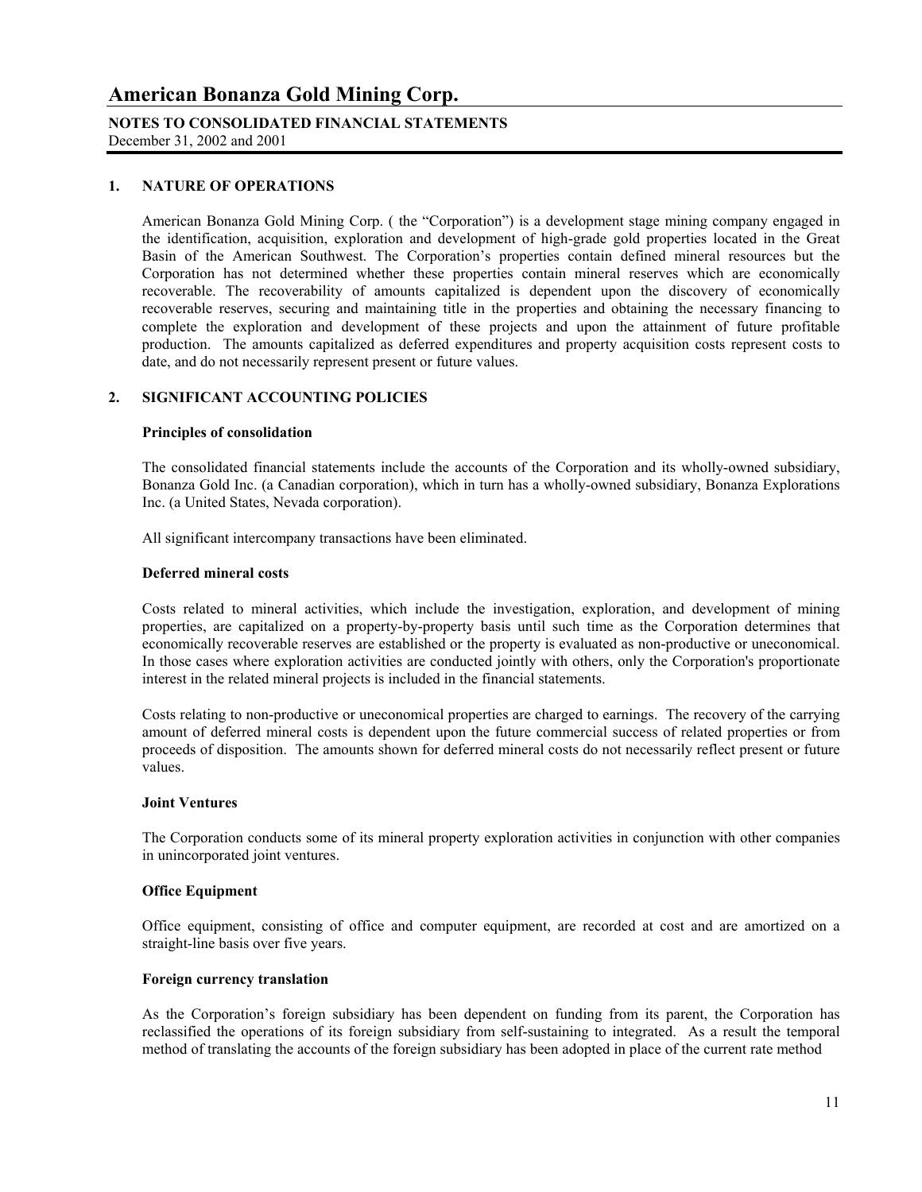# American Bonanza Gold Mining Corp.

**NOTES TO CONSOLIDATED FINANCIAL STATEMENTS**
December 31, 2002 and 2001

## 1. NATURE OF OPERATIONS

American Bonanza Gold Mining Corp. ( the "Corporation") is a development stage mining company engaged in the identification, acquisition, exploration and development of high-grade gold properties located in the Great Basin of the American Southwest. The Corporation's properties contain defined mineral resources but the Corporation has not determined whether these properties contain mineral reserves which are economically recoverable. The recoverability of amounts capitalized is dependent upon the discovery of economically recoverable reserves, securing and maintaining title in the properties and obtaining the necessary financing to complete the exploration and development of these projects and upon the attainment of future profitable production. The amounts capitalized as deferred expenditures and property acquisition costs represent costs to date, and do not necessarily represent present or future values.

## 2. SIGNIFICANT ACCOUNTING POLICIES

**Principles of consolidation**

The consolidated financial statements include the accounts of the Corporation and its wholly-owned subsidiary, Bonanza Gold Inc. (a Canadian corporation), which in turn has a wholly-owned subsidiary, Bonanza Explorations Inc. (a United States, Nevada corporation).

All significant intercompany transactions have been eliminated.

**Deferred mineral costs**

Costs related to mineral activities, which include the investigation, exploration, and development of mining properties, are capitalized on a property-by-property basis until such time as the Corporation determines that economically recoverable reserves are established or the property is evaluated as non-productive or uneconomical. In those cases where exploration activities are conducted jointly with others, only the Corporation's proportionate interest in the related mineral projects is included in the financial statements.

Costs relating to non-productive or uneconomical properties are charged to earnings. The recovery of the carrying amount of deferred mineral costs is dependent upon the future commercial success of related properties or from proceeds of disposition. The amounts shown for deferred mineral costs do not necessarily reflect present or future values.

**Joint Ventures**

The Corporation conducts some of its mineral property exploration activities in conjunction with other companies in unincorporated joint ventures.

**Office Equipment**

Office equipment, consisting of office and computer equipment, are recorded at cost and are amortized on a straight-line basis over five years.

**Foreign currency translation**

As the Corporation's foreign subsidiary has been dependent on funding from its parent, the Corporation has reclassified the operations of its foreign subsidiary from self-sustaining to integrated. As a result the temporal method of translating the accounts of the foreign subsidiary has been adopted in place of the current rate method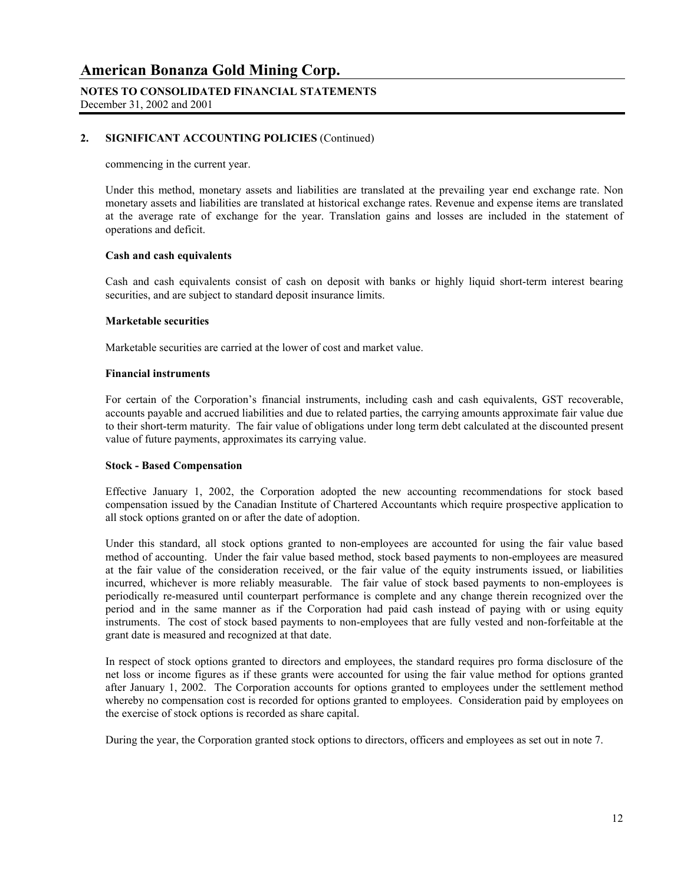## 2. SIGNIFICANT ACCOUNTING POLICIES (Continued)

commencing in the current year.

Under this method, monetary assets and liabilities are translated at the prevailing year end exchange rate. Non monetary assets and liabilities are translated at historical exchange rates. Revenue and expense items are translated at the average rate of exchange for the year. Translation gains and losses are included in the statement of operations and deficit.

### Cash and cash equivalents

Cash and cash equivalents consist of cash on deposit with banks or highly liquid short-term interest bearing securities, and are subject to standard deposit insurance limits.

### Marketable securities

Marketable securities are carried at the lower of cost and market value.

### Financial instruments

For certain of the Corporation's financial instruments, including cash and cash equivalents, GST recoverable, accounts payable and accrued liabilities and due to related parties, the carrying amounts approximate fair value due to their short-term maturity. The fair value of obligations under long term debt calculated at the discounted present value of future payments, approximates its carrying value.

### Stock - Based Compensation

Effective January 1, 2002, the Corporation adopted the new accounting recommendations for stock based compensation issued by the Canadian Institute of Chartered Accountants which require prospective application to all stock options granted on or after the date of adoption.

Under this standard, all stock options granted to non-employees are accounted for using the fair value based method of accounting. Under the fair value based method, stock based payments to non-employees are measured at the fair value of the consideration received, or the fair value of the equity instruments issued, or liabilities incurred, whichever is more reliably measurable. The fair value of stock based payments to non-employees is periodically re-measured until counterpart performance is complete and any change therein recognized over the period and in the same manner as if the Corporation had paid cash instead of paying with or using equity instruments. The cost of stock based payments to non-employees that are fully vested and non-forfeitable at the grant date is measured and recognized at that date.

In respect of stock options granted to directors and employees, the standard requires pro forma disclosure of the net loss or income figures as if these grants were accounted for using the fair value method for options granted after January 1, 2002. The Corporation accounts for options granted to employees under the settlement method whereby no compensation cost is recorded for options granted to employees. Consideration paid by employees on the exercise of stock options is recorded as share capital.

During the year, the Corporation granted stock options to directors, officers and employees as set out in note 7.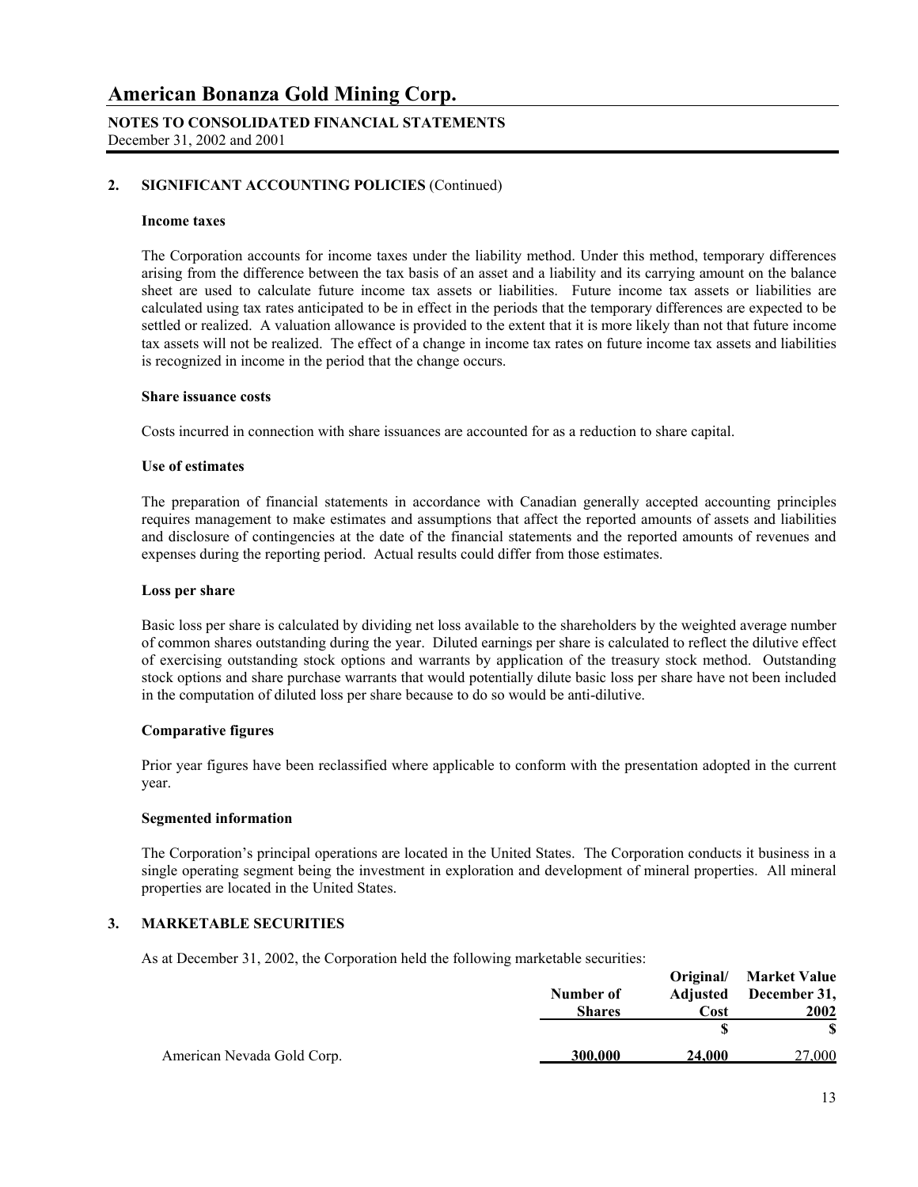# American Bonanza Gold Mining Corp.

**NOTES TO CONSOLIDATED FINANCIAL STATEMENTS**
December 31, 2002 and 2001

## 2. SIGNIFICANT ACCOUNTING POLICIES (Continued)

### Income taxes

The Corporation accounts for income taxes under the liability method. Under this method, temporary differences arising from the difference between the tax basis of an asset and a liability and its carrying amount on the balance sheet are used to calculate future income tax assets or liabilities. Future income tax assets or liabilities are calculated using tax rates anticipated to be in effect in the periods that the temporary differences are expected to be settled or realized. A valuation allowance is provided to the extent that it is more likely than not that future income tax assets will not be realized. The effect of a change in income tax rates on future income tax assets and liabilities is recognized in income in the period that the change occurs.

### Share issuance costs

Costs incurred in connection with share issuances are accounted for as a reduction to share capital.

### Use of estimates

The preparation of financial statements in accordance with Canadian generally accepted accounting principles requires management to make estimates and assumptions that affect the reported amounts of assets and liabilities and disclosure of contingencies at the date of the financial statements and the reported amounts of revenues and expenses during the reporting period. Actual results could differ from those estimates.

### Loss per share

Basic loss per share is calculated by dividing net loss available to the shareholders by the weighted average number of common shares outstanding during the year. Diluted earnings per share is calculated to reflect the dilutive effect of exercising outstanding stock options and warrants by application of the treasury stock method. Outstanding stock options and share purchase warrants that would potentially dilute basic loss per share have not been included in the computation of diluted loss per share because to do so would be anti-dilutive.

### Comparative figures

Prior year figures have been reclassified where applicable to conform with the presentation adopted in the current year.

### Segmented information

The Corporation's principal operations are located in the United States. The Corporation conducts it business in a single operating segment being the investment in exploration and development of mineral properties. All mineral properties are located in the United States.

## 3. MARKETABLE SECURITIES

As at December 31, 2002, the Corporation held the following marketable securities:

| | Number of Shares | Original/ Adjusted Cost | Market Value December 31, 2002 |
|---|---|---|---|
| | | $ | $ |
| American Nevada Gold Corp. | 300,000 | 24,000 | 27,000 |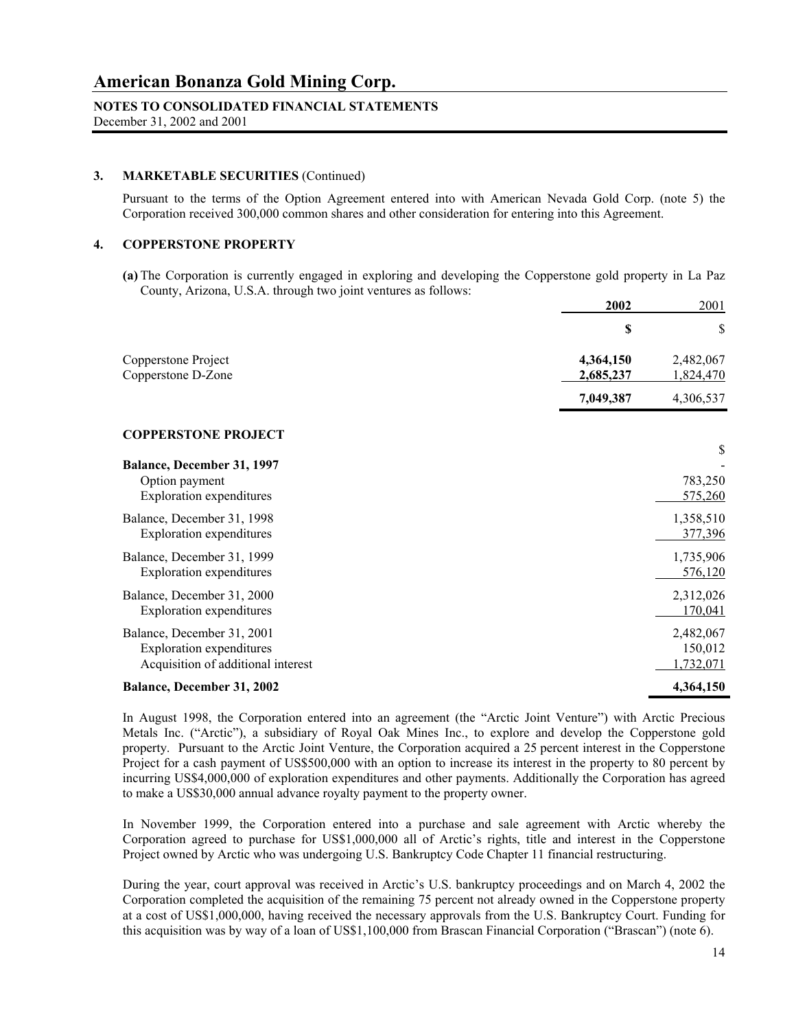# American Bonanza Gold Mining Corp.

**NOTES TO CONSOLIDATED FINANCIAL STATEMENTS**
December 31, 2002 and 2001

## 3. MARKETABLE SECURITIES (Continued)

Pursuant to the terms of the Option Agreement entered into with American Nevada Gold Corp. (note 5) the Corporation received 300,000 common shares and other consideration for entering into this Agreement.

## 4. COPPERSTONE PROPERTY

**(a)** The Corporation is currently engaged in exploring and developing the Copperstone gold property in La Paz County, Arizona, U.S.A. through two joint ventures as follows:

| | **2002** | 2001 |
|---|---|---|
| | **$** | $ |
| Copperstone Project | **4,364,150** | 2,482,067 |
| Copperstone D-Zone | **2,685,237** | 1,824,470 |
| | **7,049,387** | 4,306,537 |

**COPPERSTONE PROJECT**

| | $ |
|---|---|
| **Balance, December 31, 1997** | - |
| Option payment | 783,250 |
| Exploration expenditures | 575,260 |
| Balance, December 31, 1998 | 1,358,510 |
| Exploration expenditures | 377,396 |
| Balance, December 31, 1999 | 1,735,906 |
| Exploration expenditures | 576,120 |
| Balance, December 31, 2000 | 2,312,026 |
| Exploration expenditures | 170,041 |
| Balance, December 31, 2001 | 2,482,067 |
| Exploration expenditures | 150,012 |
| Acquisition of additional interest | 1,732,071 |
| **Balance, December 31, 2002** | **4,364,150** |

In August 1998, the Corporation entered into an agreement (the "Arctic Joint Venture") with Arctic Precious Metals Inc. ("Arctic"), a subsidiary of Royal Oak Mines Inc., to explore and develop the Copperstone gold property. Pursuant to the Arctic Joint Venture, the Corporation acquired a 25 percent interest in the Copperstone Project for a cash payment of US$500,000 with an option to increase its interest in the property to 80 percent by incurring US$4,000,000 of exploration expenditures and other payments. Additionally the Corporation has agreed to make a US$30,000 annual advance royalty payment to the property owner.

In November 1999, the Corporation entered into a purchase and sale agreement with Arctic whereby the Corporation agreed to purchase for US$1,000,000 all of Arctic's rights, title and interest in the Copperstone Project owned by Arctic who was undergoing U.S. Bankruptcy Code Chapter 11 financial restructuring.

During the year, court approval was received in Arctic's U.S. bankruptcy proceedings and on March 4, 2002 the Corporation completed the acquisition of the remaining 75 percent not already owned in the Copperstone property at a cost of US$1,000,000, having received the necessary approvals from the U.S. Bankruptcy Court. Funding for this acquisition was by way of a loan of US$1,100,000 from Brascan Financial Corporation ("Brascan") (note 6).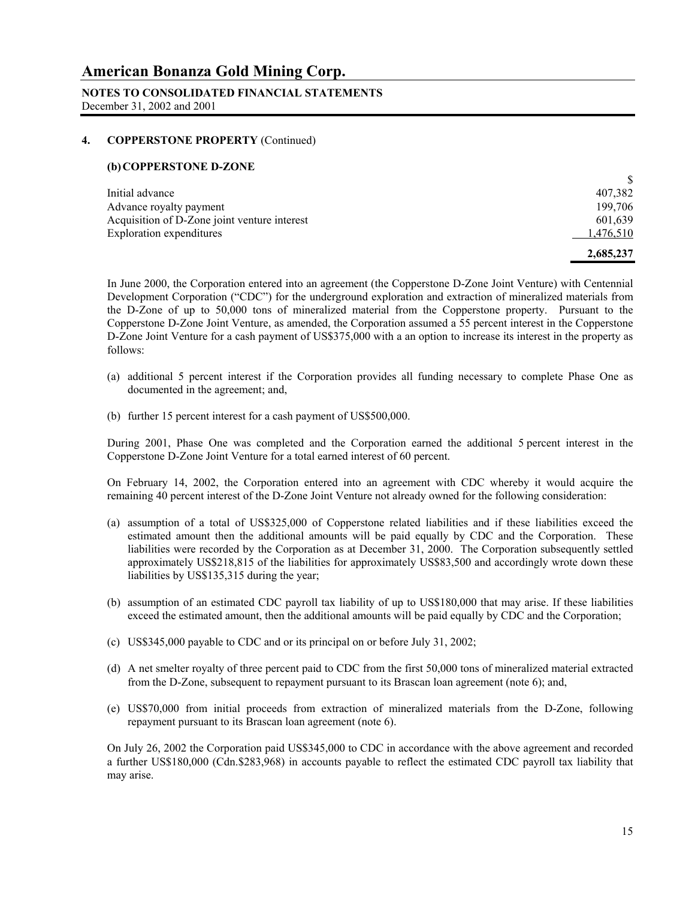## 4. COPPERSTONE PROPERTY (Continued)

### (b) COPPERSTONE D-ZONE

| | $ |
|---|---|
| Initial advance | 407,382 |
| Advance royalty payment | 199,706 |
| Acquisition of D-Zone joint venture interest | 601,639 |
| Exploration expenditures | 1,476,510 |
| | **2,685,237** |

In June 2000, the Corporation entered into an agreement (the Copperstone D-Zone Joint Venture) with Centennial Development Corporation ("CDC") for the underground exploration and extraction of mineralized materials from the D-Zone of up to 50,000 tons of mineralized material from the Copperstone property. Pursuant to the Copperstone D-Zone Joint Venture, as amended, the Corporation assumed a 55 percent interest in the Copperstone D-Zone Joint Venture for a cash payment of US$375,000 with a an option to increase its interest in the property as follows:

(a) additional 5 percent interest if the Corporation provides all funding necessary to complete Phase One as documented in the agreement; and,

(b) further 15 percent interest for a cash payment of US$500,000.

During 2001, Phase One was completed and the Corporation earned the additional 5 percent interest in the Copperstone D-Zone Joint Venture for a total earned interest of 60 percent.

On February 14, 2002, the Corporation entered into an agreement with CDC whereby it would acquire the remaining 40 percent interest of the D-Zone Joint Venture not already owned for the following consideration:

(a) assumption of a total of US$325,000 of Copperstone related liabilities and if these liabilities exceed the estimated amount then the additional amounts will be paid equally by CDC and the Corporation. These liabilities were recorded by the Corporation as at December 31, 2000. The Corporation subsequently settled approximately US$218,815 of the liabilities for approximately US$83,500 and accordingly wrote down these liabilities by US$135,315 during the year;

(b) assumption of an estimated CDC payroll tax liability of up to US$180,000 that may arise. If these liabilities exceed the estimated amount, then the additional amounts will be paid equally by CDC and the Corporation;

(c) US$345,000 payable to CDC and or its principal on or before July 31, 2002;

(d) A net smelter royalty of three percent paid to CDC from the first 50,000 tons of mineralized material extracted from the D-Zone, subsequent to repayment pursuant to its Brascan loan agreement (note 6); and,

(e) US$70,000 from initial proceeds from extraction of mineralized materials from the D-Zone, following repayment pursuant to its Brascan loan agreement (note 6).

On July 26, 2002 the Corporation paid US$345,000 to CDC in accordance with the above agreement and recorded a further US$180,000 (Cdn.$283,968) in accounts payable to reflect the estimated CDC payroll tax liability that may arise.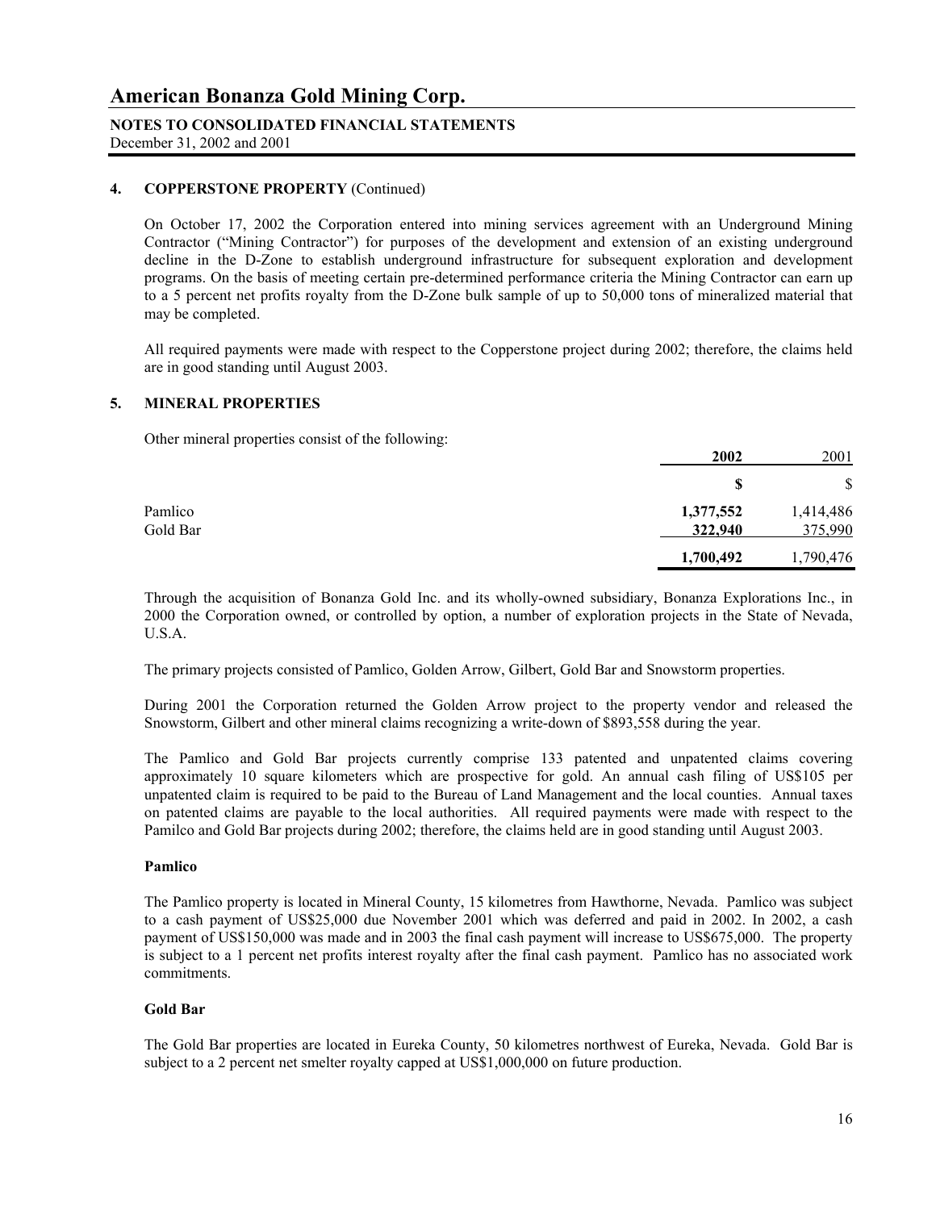# American Bonanza Gold Mining Corp.

**NOTES TO CONSOLIDATED FINANCIAL STATEMENTS**
December 31, 2002 and 2001

## 4. COPPERSTONE PROPERTY (Continued)

On October 17, 2002 the Corporation entered into mining services agreement with an Underground Mining Contractor ("Mining Contractor") for purposes of the development and extension of an existing underground decline in the D-Zone to establish underground infrastructure for subsequent exploration and development programs. On the basis of meeting certain pre-determined performance criteria the Mining Contractor can earn up to a 5 percent net profits royalty from the D-Zone bulk sample of up to 50,000 tons of mineralized material that may be completed.

All required payments were made with respect to the Copperstone project during 2002; therefore, the claims held are in good standing until August 2003.

## 5. MINERAL PROPERTIES

Other mineral properties consist of the following:

| | **2002** | 2001 |
|---|---|---|
| | **$** | $ |
| Pamlico | **1,377,552** | 1,414,486 |
| Gold Bar | **322,940** | 375,990 |
| | **1,700,492** | 1,790,476 |

Through the acquisition of Bonanza Gold Inc. and its wholly-owned subsidiary, Bonanza Explorations Inc., in 2000 the Corporation owned, or controlled by option, a number of exploration projects in the State of Nevada, U.S.A.

The primary projects consisted of Pamlico, Golden Arrow, Gilbert, Gold Bar and Snowstorm properties.

During 2001 the Corporation returned the Golden Arrow project to the property vendor and released the Snowstorm, Gilbert and other mineral claims recognizing a write-down of $893,558 during the year.

The Pamlico and Gold Bar projects currently comprise 133 patented and unpatented claims covering approximately 10 square kilometers which are prospective for gold. An annual cash filing of US$105 per unpatented claim is required to be paid to the Bureau of Land Management and the local counties. Annual taxes on patented claims are payable to the local authorities. All required payments were made with respect to the Pamilco and Gold Bar projects during 2002; therefore, the claims held are in good standing until August 2003.

### Pamlico

The Pamlico property is located in Mineral County, 15 kilometres from Hawthorne, Nevada. Pamlico was subject to a cash payment of US$25,000 due November 2001 which was deferred and paid in 2002. In 2002, a cash payment of US$150,000 was made and in 2003 the final cash payment will increase to US$675,000. The property is subject to a 1 percent net profits interest royalty after the final cash payment. Pamlico has no associated work commitments.

### Gold Bar

The Gold Bar properties are located in Eureka County, 50 kilometres northwest of Eureka, Nevada. Gold Bar is subject to a 2 percent net smelter royalty capped at US$1,000,000 on future production.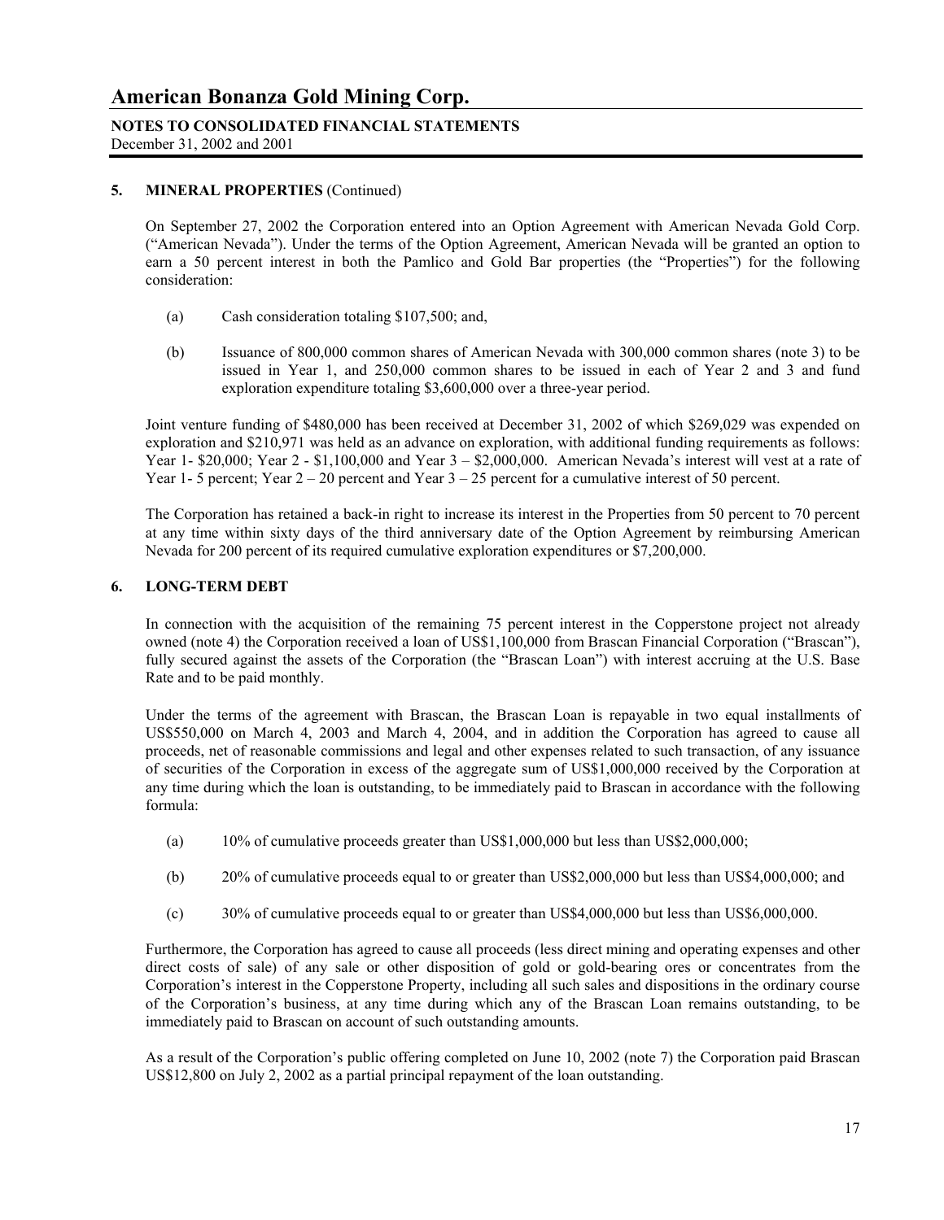### 5. MINERAL PROPERTIES (Continued)

On September 27, 2002 the Corporation entered into an Option Agreement with American Nevada Gold Corp. ("American Nevada"). Under the terms of the Option Agreement, American Nevada will be granted an option to earn a 50 percent interest in both the Pamlico and Gold Bar properties (the "Properties") for the following consideration:

(a) Cash consideration totaling $107,500; and,

(b) Issuance of 800,000 common shares of American Nevada with 300,000 common shares (note 3) to be issued in Year 1, and 250,000 common shares to be issued in each of Year 2 and 3 and fund exploration expenditure totaling $3,600,000 over a three-year period.

Joint venture funding of $480,000 has been received at December 31, 2002 of which $269,029 was expended on exploration and $210,971 was held as an advance on exploration, with additional funding requirements as follows: Year 1- $20,000; Year 2 - $1,100,000 and Year 3 – $2,000,000. American Nevada's interest will vest at a rate of Year 1- 5 percent; Year 2 – 20 percent and Year 3 – 25 percent for a cumulative interest of 50 percent.

The Corporation has retained a back-in right to increase its interest in the Properties from 50 percent to 70 percent at any time within sixty days of the third anniversary date of the Option Agreement by reimbursing American Nevada for 200 percent of its required cumulative exploration expenditures or $7,200,000.

### 6. LONG-TERM DEBT

In connection with the acquisition of the remaining 75 percent interest in the Copperstone project not already owned (note 4) the Corporation received a loan of US$1,100,000 from Brascan Financial Corporation ("Brascan"), fully secured against the assets of the Corporation (the "Brascan Loan") with interest accruing at the U.S. Base Rate and to be paid monthly.

Under the terms of the agreement with Brascan, the Brascan Loan is repayable in two equal installments of US$550,000 on March 4, 2003 and March 4, 2004, and in addition the Corporation has agreed to cause all proceeds, net of reasonable commissions and legal and other expenses related to such transaction, of any issuance of securities of the Corporation in excess of the aggregate sum of US$1,000,000 received by the Corporation at any time during which the loan is outstanding, to be immediately paid to Brascan in accordance with the following formula:

(a) 10% of cumulative proceeds greater than US$1,000,000 but less than US$2,000,000;

(b) 20% of cumulative proceeds equal to or greater than US$2,000,000 but less than US$4,000,000; and

(c) 30% of cumulative proceeds equal to or greater than US$4,000,000 but less than US$6,000,000.

Furthermore, the Corporation has agreed to cause all proceeds (less direct mining and operating expenses and other direct costs of sale) of any sale or other disposition of gold or gold-bearing ores or concentrates from the Corporation's interest in the Copperstone Property, including all such sales and dispositions in the ordinary course of the Corporation's business, at any time during which any of the Brascan Loan remains outstanding, to be immediately paid to Brascan on account of such outstanding amounts.

As a result of the Corporation's public offering completed on June 10, 2002 (note 7) the Corporation paid Brascan US$12,800 on July 2, 2002 as a partial principal repayment of the loan outstanding.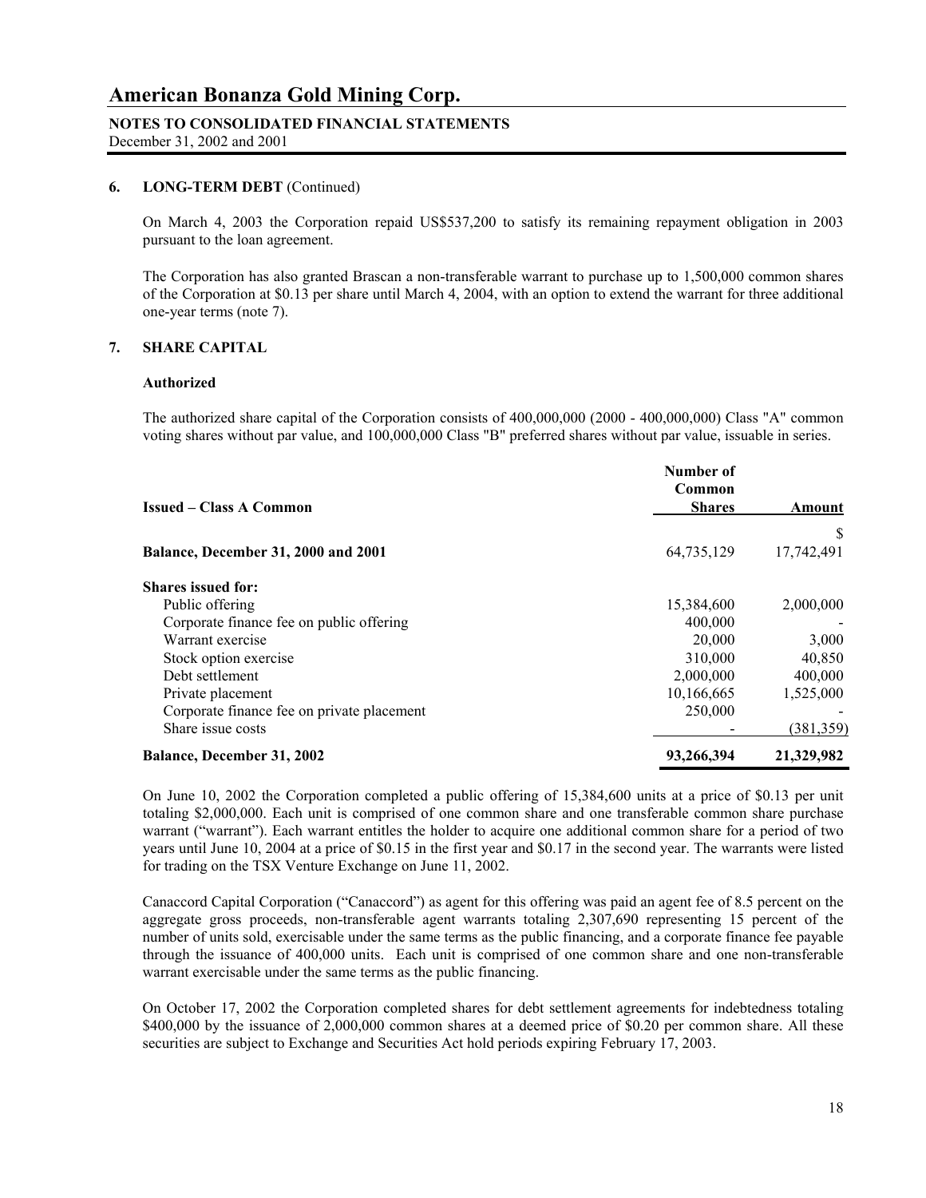# American Bonanza Gold Mining Corp.

**NOTES TO CONSOLIDATED FINANCIAL STATEMENTS**
December 31, 2002 and 2001

### 6. LONG-TERM DEBT (Continued)

On March 4, 2003 the Corporation repaid US$537,200 to satisfy its remaining repayment obligation in 2003 pursuant to the loan agreement.

The Corporation has also granted Brascan a non-transferable warrant to purchase up to 1,500,000 common shares of the Corporation at $0.13 per share until March 4, 2004, with an option to extend the warrant for three additional one-year terms (note 7).

### 7. SHARE CAPITAL

**Authorized**

The authorized share capital of the Corporation consists of 400,000,000 (2000 - 400,000,000) Class "A" common voting shares without par value, and 100,000,000 Class "B" preferred shares without par value, issuable in series.

| Issued – Class A Common | Number of Common Shares | Amount |
|---|---|---|
| | | $ |
| **Balance, December 31, 2000 and 2001** | 64,735,129 | 17,742,491 |
| **Shares issued for:** | | |
| Public offering | 15,384,600 | 2,000,000 |
| Corporate finance fee on public offering | 400,000 | - |
| Warrant exercise | 20,000 | 3,000 |
| Stock option exercise | 310,000 | 40,850 |
| Debt settlement | 2,000,000 | 400,000 |
| Private placement | 10,166,665 | 1,525,000 |
| Corporate finance fee on private placement | 250,000 | - |
| Share issue costs | - | (381,359) |
| **Balance, December 31, 2002** | **93,266,394** | **21,329,982** |

On June 10, 2002 the Corporation completed a public offering of 15,384,600 units at a price of $0.13 per unit totaling $2,000,000. Each unit is comprised of one common share and one transferable common share purchase warrant ("warrant"). Each warrant entitles the holder to acquire one additional common share for a period of two years until June 10, 2004 at a price of $0.15 in the first year and $0.17 in the second year. The warrants were listed for trading on the TSX Venture Exchange on June 11, 2002.

Canaccord Capital Corporation ("Canaccord") as agent for this offering was paid an agent fee of 8.5 percent on the aggregate gross proceeds, non-transferable agent warrants totaling 2,307,690 representing 15 percent of the number of units sold, exercisable under the same terms as the public financing, and a corporate finance fee payable through the issuance of 400,000 units. Each unit is comprised of one common share and one non-transferable warrant exercisable under the same terms as the public financing.

On October 17, 2002 the Corporation completed shares for debt settlement agreements for indebtedness totaling $400,000 by the issuance of 2,000,000 common shares at a deemed price of $0.20 per common share. All these securities are subject to Exchange and Securities Act hold periods expiring February 17, 2003.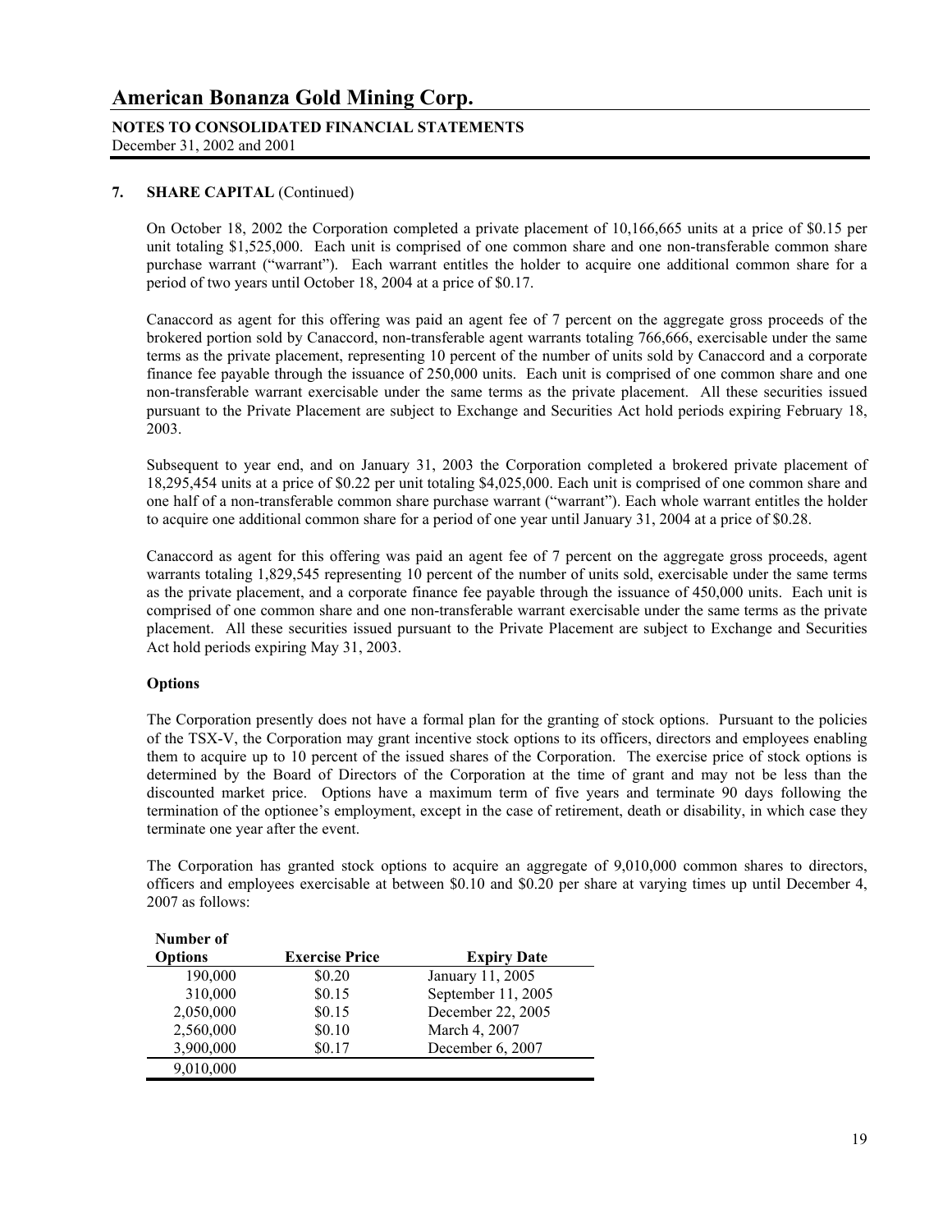# American Bonanza Gold Mining Corp.

**NOTES TO CONSOLIDATED FINANCIAL STATEMENTS**
December 31, 2002 and 2001

**7. SHARE CAPITAL** (Continued)

On October 18, 2002 the Corporation completed a private placement of 10,166,665 units at a price of $0.15 per unit totaling $1,525,000. Each unit is comprised of one common share and one non-transferable common share purchase warrant ("warrant"). Each warrant entitles the holder to acquire one additional common share for a period of two years until October 18, 2004 at a price of $0.17.

Canaccord as agent for this offering was paid an agent fee of 7 percent on the aggregate gross proceeds of the brokered portion sold by Canaccord, non-transferable agent warrants totaling 766,666, exercisable under the same terms as the private placement, representing 10 percent of the number of units sold by Canaccord and a corporate finance fee payable through the issuance of 250,000 units. Each unit is comprised of one common share and one non-transferable warrant exercisable under the same terms as the private placement. All these securities issued pursuant to the Private Placement are subject to Exchange and Securities Act hold periods expiring February 18, 2003.

Subsequent to year end, and on January 31, 2003 the Corporation completed a brokered private placement of 18,295,454 units at a price of $0.22 per unit totaling $4,025,000. Each unit is comprised of one common share and one half of a non-transferable common share purchase warrant ("warrant"). Each whole warrant entitles the holder to acquire one additional common share for a period of one year until January 31, 2004 at a price of $0.28.

Canaccord as agent for this offering was paid an agent fee of 7 percent on the aggregate gross proceeds, agent warrants totaling 1,829,545 representing 10 percent of the number of units sold, exercisable under the same terms as the private placement, and a corporate finance fee payable through the issuance of 450,000 units. Each unit is comprised of one common share and one non-transferable warrant exercisable under the same terms as the private placement. All these securities issued pursuant to the Private Placement are subject to Exchange and Securities Act hold periods expiring May 31, 2003.

**Options**

The Corporation presently does not have a formal plan for the granting of stock options. Pursuant to the policies of the TSX-V, the Corporation may grant incentive stock options to its officers, directors and employees enabling them to acquire up to 10 percent of the issued shares of the Corporation. The exercise price of stock options is determined by the Board of Directors of the Corporation at the time of grant and may not be less than the discounted market price. Options have a maximum term of five years and terminate 90 days following the termination of the optionee's employment, except in the case of retirement, death or disability, in which case they terminate one year after the event.

The Corporation has granted stock options to acquire an aggregate of 9,010,000 common shares to directors, officers and employees exercisable at between $0.10 and $0.20 per share at varying times up until December 4, 2007 as follows:

| Number of Options | Exercise Price | Expiry Date |
|---|---|---|
| 190,000 | $0.20 | January 11, 2005 |
| 310,000 | $0.15 | September 11, 2005 |
| 2,050,000 | $0.15 | December 22, 2005 |
| 2,560,000 | $0.10 | March 4, 2007 |
| 3,900,000 | $0.17 | December 6, 2007 |
| 9,010,000 | | |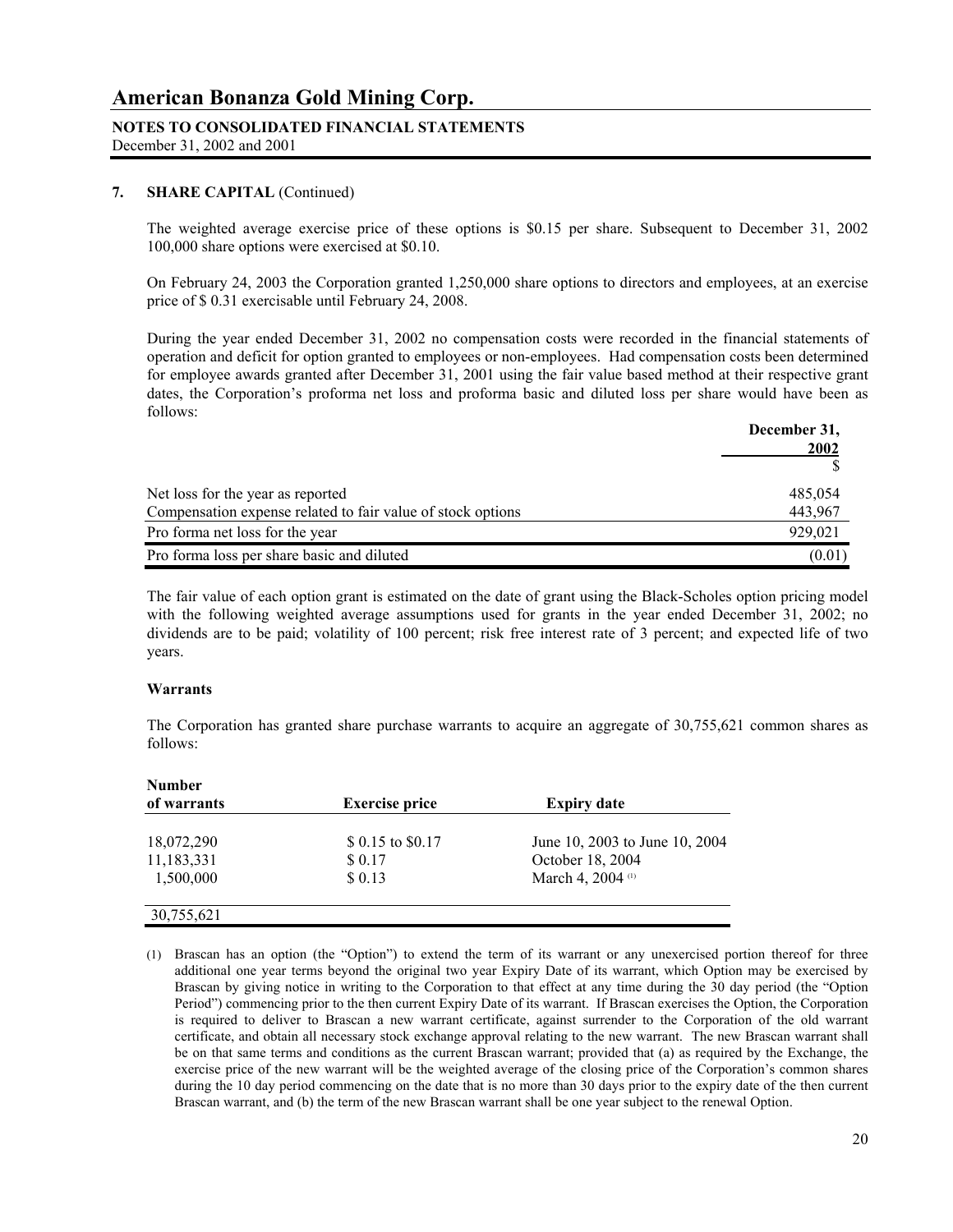## 7. SHARE CAPITAL (Continued)

The weighted average exercise price of these options is $0.15 per share. Subsequent to December 31, 2002 100,000 share options were exercised at $0.10.

On February 24, 2003 the Corporation granted 1,250,000 share options to directors and employees, at an exercise price of $ 0.31 exercisable until February 24, 2008.

During the year ended December 31, 2002 no compensation costs were recorded in the financial statements of operation and deficit for option granted to employees or non-employees. Had compensation costs been determined for employee awards granted after December 31, 2001 using the fair value based method at their respective grant dates, the Corporation's proforma net loss and proforma basic and diluted loss per share would have been as follows:

| | December 31, 2002 |
|---|---|
| | $ |
| Net loss for the year as reported | 485,054 |
| Compensation expense related to fair value of stock options | 443,967 |
| Pro forma net loss for the year | 929,021 |
| Pro forma loss per share basic and diluted | (0.01) |

The fair value of each option grant is estimated on the date of grant using the Black-Scholes option pricing model with the following weighted average assumptions used for grants in the year ended December 31, 2002; no dividends are to be paid; volatility of 100 percent; risk free interest rate of 3 percent; and expected life of two years.

### Warrants

The Corporation has granted share purchase warrants to acquire an aggregate of 30,755,621 common shares as follows:

| Number of warrants | Exercise price | Expiry date |
|---|---|---|
| 18,072,290 | $ 0.15 to $0.17 | June 10, 2003 to June 10, 2004 |
| 11,183,331 | $ 0.17 | October 18, 2004 |
| 1,500,000 | $ 0.13 | March 4, 2004 [(1)] |
| 30,755,621 | | |

(1) Brascan has an option (the "Option") to extend the term of its warrant or any unexercised portion thereof for three additional one year terms beyond the original two year Expiry Date of its warrant, which Option may be exercised by Brascan by giving notice in writing to the Corporation to that effect at any time during the 30 day period (the "Option Period") commencing prior to the then current Expiry Date of its warrant. If Brascan exercises the Option, the Corporation is required to deliver to Brascan a new warrant certificate, against surrender to the Corporation of the old warrant certificate, and obtain all necessary stock exchange approval relating to the new warrant. The new Brascan warrant shall be on that same terms and conditions as the current Brascan warrant; provided that (a) as required by the Exchange, the exercise price of the new warrant will be the weighted average of the closing price of the Corporation's common shares during the 10 day period commencing on the date that is no more than 30 days prior to the expiry date of the then current Brascan warrant, and (b) the term of the new Brascan warrant shall be one year subject to the renewal Option.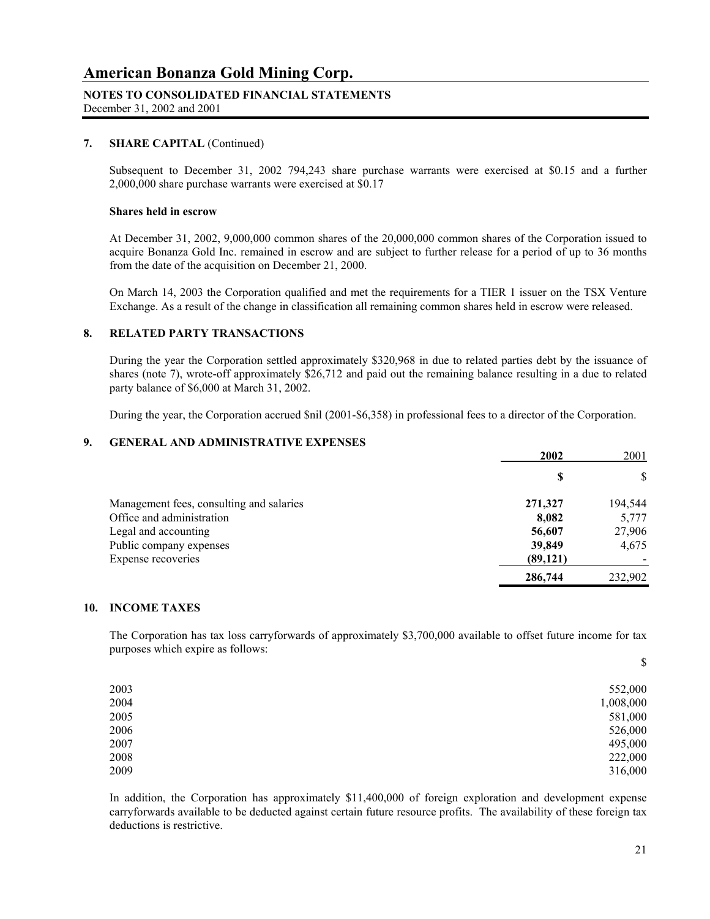## 7. SHARE CAPITAL (Continued)

Subsequent to December 31, 2002 794,243 share purchase warrants were exercised at $0.15 and a further 2,000,000 share purchase warrants were exercised at $0.17

**Shares held in escrow**

At December 31, 2002, 9,000,000 common shares of the 20,000,000 common shares of the Corporation issued to acquire Bonanza Gold Inc. remained in escrow and are subject to further release for a period of up to 36 months from the date of the acquisition on December 21, 2000.

On March 14, 2003 the Corporation qualified and met the requirements for a TIER 1 issuer on the TSX Venture Exchange. As a result of the change in classification all remaining common shares held in escrow were released.

## 8. RELATED PARTY TRANSACTIONS

During the year the Corporation settled approximately $320,968 in due to related parties debt by the issuance of shares (note 7), wrote-off approximately $26,712 and paid out the remaining balance resulting in a due to related party balance of $6,000 at March 31, 2002.

During the year, the Corporation accrued $nil (2001-$6,358) in professional fees to a director of the Corporation.

## 9. GENERAL AND ADMINISTRATIVE EXPENSES

| | **2002** | 2001 |
|---|---|---|
| | **$** | $ |
| Management fees, consulting and salaries | **271,327** | 194,544 |
| Office and administration | **8,082** | 5,777 |
| Legal and accounting | **56,607** | 27,906 |
| Public company expenses | **39,849** | 4,675 |
| Expense recoveries | **(89,121)** | - |
| | **286,744** | 232,902 |

## 10. INCOME TAXES

The Corporation has tax loss carryforwards of approximately $3,700,000 available to offset future income for tax purposes which expire as follows:

| | $ |
|---|---|
| 2003 | 552,000 |
| 2004 | 1,008,000 |
| 2005 | 581,000 |
| 2006 | 526,000 |
| 2007 | 495,000 |
| 2008 | 222,000 |
| 2009 | 316,000 |

In addition, the Corporation has approximately $11,400,000 of foreign exploration and development expense carryforwards available to be deducted against certain future resource profits. The availability of these foreign tax deductions is restrictive.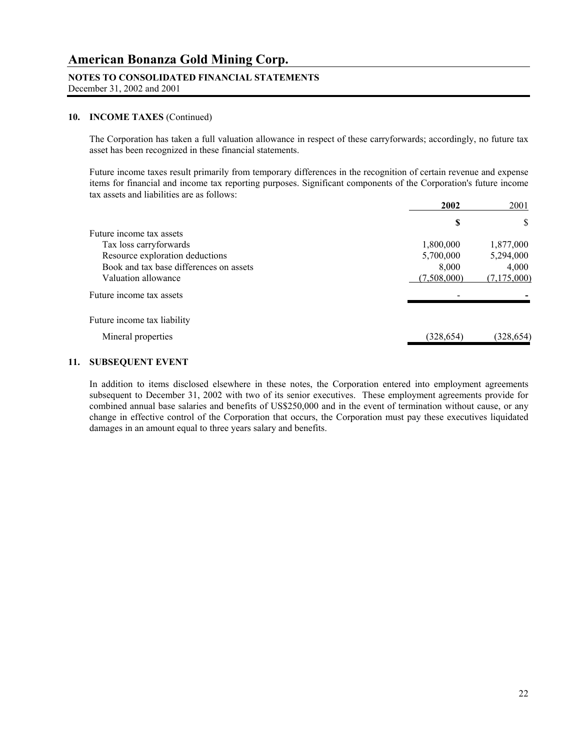# American Bonanza Gold Mining Corp.

**NOTES TO CONSOLIDATED FINANCIAL STATEMENTS**
December 31, 2002 and 2001

## 10. INCOME TAXES (Continued)

The Corporation has taken a full valuation allowance in respect of these carryforwards; accordingly, no future tax asset has been recognized in these financial statements.

Future income taxes result primarily from temporary differences in the recognition of certain revenue and expense items for financial and income tax reporting purposes. Significant components of the Corporation's future income tax assets and liabilities are as follows:

| | **2002** | 2001 |
|---|---|---|
| | **$** | $ |
| Future income tax assets | | |
| Tax loss carryforwards | 1,800,000 | 1,877,000 |
| Resource exploration deductions | 5,700,000 | 5,294,000 |
| Book and tax base differences on assets | 8,000 | 4,000 |
| Valuation allowance | (7,508,000) | (7,175,000) |
| Future income tax assets | - | - |
| Future income tax liability | | |
| Mineral properties | (328,654) | (328,654) |

## 11. SUBSEQUENT EVENT

In addition to items disclosed elsewhere in these notes, the Corporation entered into employment agreements subsequent to December 31, 2002 with two of its senior executives. These employment agreements provide for combined annual base salaries and benefits of US$250,000 and in the event of termination without cause, or any change in effective control of the Corporation that occurs, the Corporation must pay these executives liquidated damages in an amount equal to three years salary and benefits.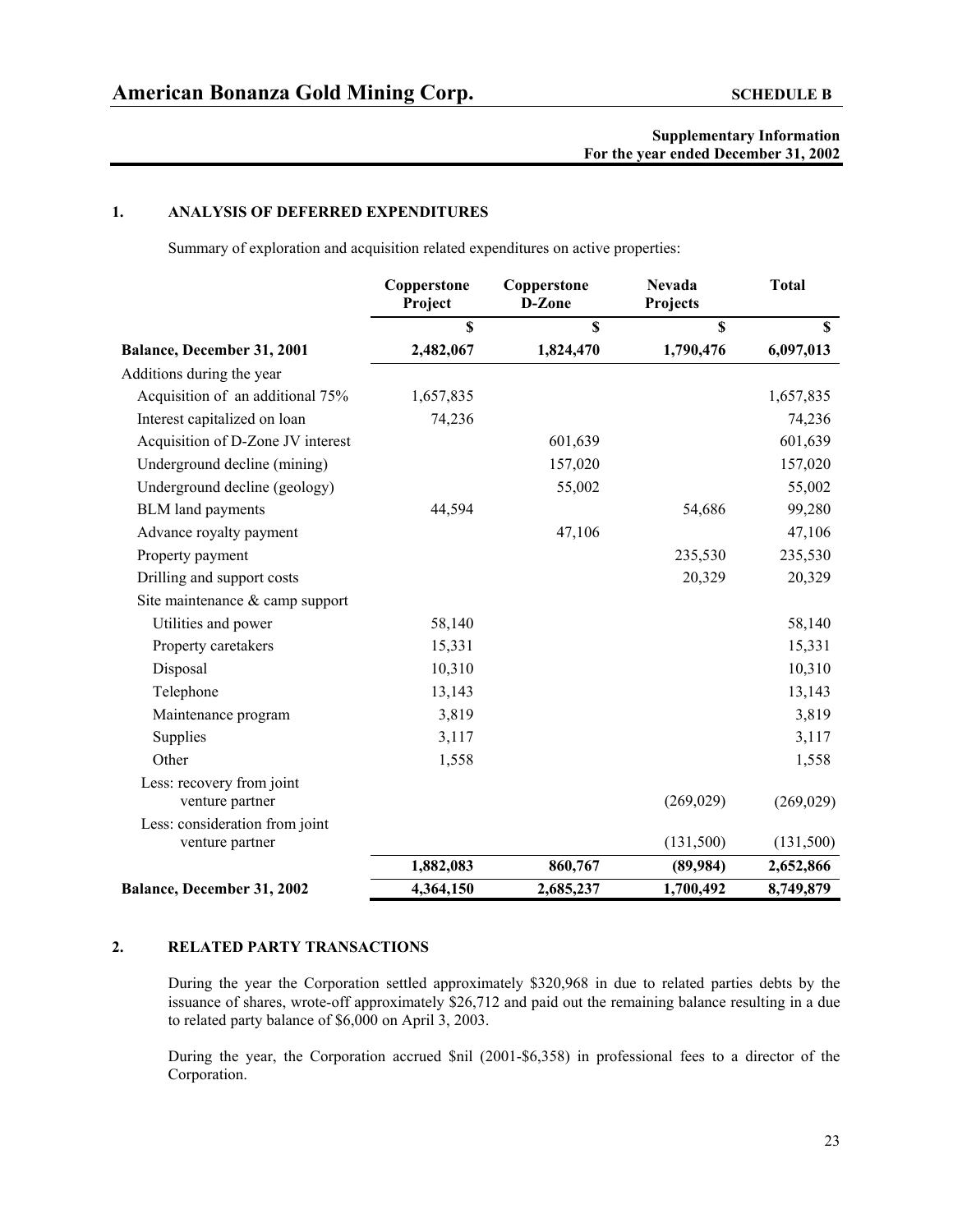# American Bonanza Gold Mining Corp.

**SCHEDULE B**

**Supplementary Information**
**For the year ended December 31, 2002**

## 1. ANALYSIS OF DEFERRED EXPENDITURES

Summary of exploration and acquisition related expenditures on active properties:

| | Copperstone Project | Copperstone D-Zone | Nevada Projects | Total |
|---|---|---|---|---|
| | $ | $ | $ | $ |
| **Balance, December 31, 2001** | **2,482,067** | **1,824,470** | **1,790,476** | **6,097,013** |
| Additions during the year | | | | |
| Acquisition of an additional 75% | 1,657,835 | | | 1,657,835 |
| Interest capitalized on loan | 74,236 | | | 74,236 |
| Acquisition of D-Zone JV interest | | 601,639 | | 601,639 |
| Underground decline (mining) | | 157,020 | | 157,020 |
| Underground decline (geology) | | 55,002 | | 55,002 |
| BLM land payments | 44,594 | | 54,686 | 99,280 |
| Advance royalty payment | | 47,106 | | 47,106 |
| Property payment | | | 235,530 | 235,530 |
| Drilling and support costs | | | 20,329 | 20,329 |
| Site maintenance & camp support | | | | |
| Utilities and power | 58,140 | | | 58,140 |
| Property caretakers | 15,331 | | | 15,331 |
| Disposal | 10,310 | | | 10,310 |
| Telephone | 13,143 | | | 13,143 |
| Maintenance program | 3,819 | | | 3,819 |
| Supplies | 3,117 | | | 3,117 |
| Other | 1,558 | | | 1,558 |
| Less: recovery from joint venture partner | | | (269,029) | (269,029) |
| Less: consideration from joint venture partner | | | (131,500) | (131,500) |
| | **1,882,083** | **860,767** | **(89,984)** | **2,652,866** |
| **Balance, December 31, 2002** | **4,364,150** | **2,685,237** | **1,700,492** | **8,749,879** |

## 2. RELATED PARTY TRANSACTIONS

During the year the Corporation settled approximately $320,968 in due to related parties debts by the issuance of shares, wrote-off approximately $26,712 and paid out the remaining balance resulting in a due to related party balance of $6,000 on April 3, 2003.

During the year, the Corporation accrued $nil (2001-$6,358) in professional fees to a director of the Corporation.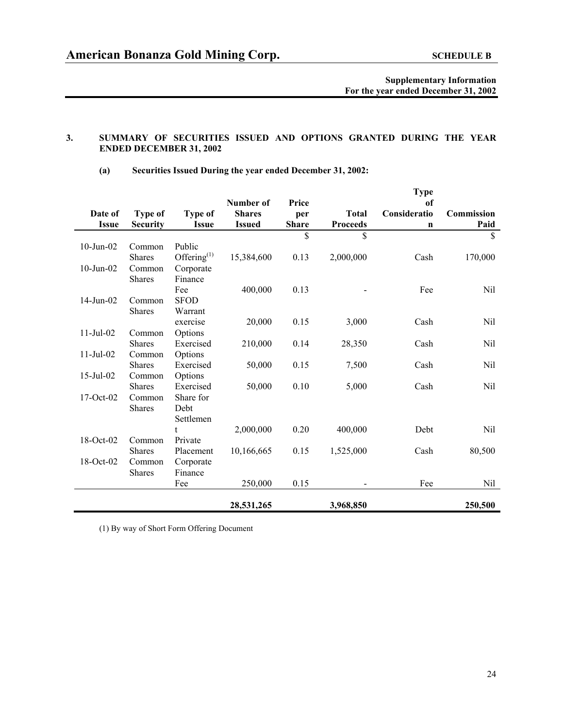**American Bonanza Gold Mining Corp.** **SCHEDULE B**

**Supplementary Information**
**For the year ended December 31, 2002**

### 3. SUMMARY OF SECURITIES ISSUED AND OPTIONS GRANTED DURING THE YEAR ENDED DECEMBER 31, 2002

**(a) Securities Issued During the year ended December 31, 2002:**

| Date of Issue | Type of Security | Type of Issue | Number of Shares Issued | Price per Share | Total Proceeds | Type of Consideration | Commission Paid |
|---|---|---|---|---|---|---|---|
| | | | | $ | $ | | $ |
| 10-Jun-02 | Common Shares | Public Offering[(1)] | 15,384,600 | 0.13 | 2,000,000 | Cash | 170,000 |
| 10-Jun-02 | Common Shares | Corporate Finance Fee | 400,000 | 0.13 | - | Fee | Nil |
| 14-Jun-02 | Common Shares | SFOD Warrant exercise | 20,000 | 0.15 | 3,000 | Cash | Nil |
| 11-Jul-02 | Common Shares | Options Exercised | 210,000 | 0.14 | 28,350 | Cash | Nil |
| 11-Jul-02 | Common Shares | Options Exercised | 50,000 | 0.15 | 7,500 | Cash | Nil |
| 15-Jul-02 | Common Shares | Options Exercised | 50,000 | 0.10 | 5,000 | Cash | Nil |
| 17-Oct-02 | Common Shares | Share for Debt Settlement | 2,000,000 | 0.20 | 400,000 | Debt | Nil |
| 18-Oct-02 | Common Shares | Private Placement | 10,166,665 | 0.15 | 1,525,000 | Cash | 80,500 |
| 18-Oct-02 | Common Shares | Corporate Finance Fee | 250,000 | 0.15 | - | Fee | Nil |
| | | | **28,531,265** | | **3,968,850** | | **250,500** |

(1) By way of Short Form Offering Document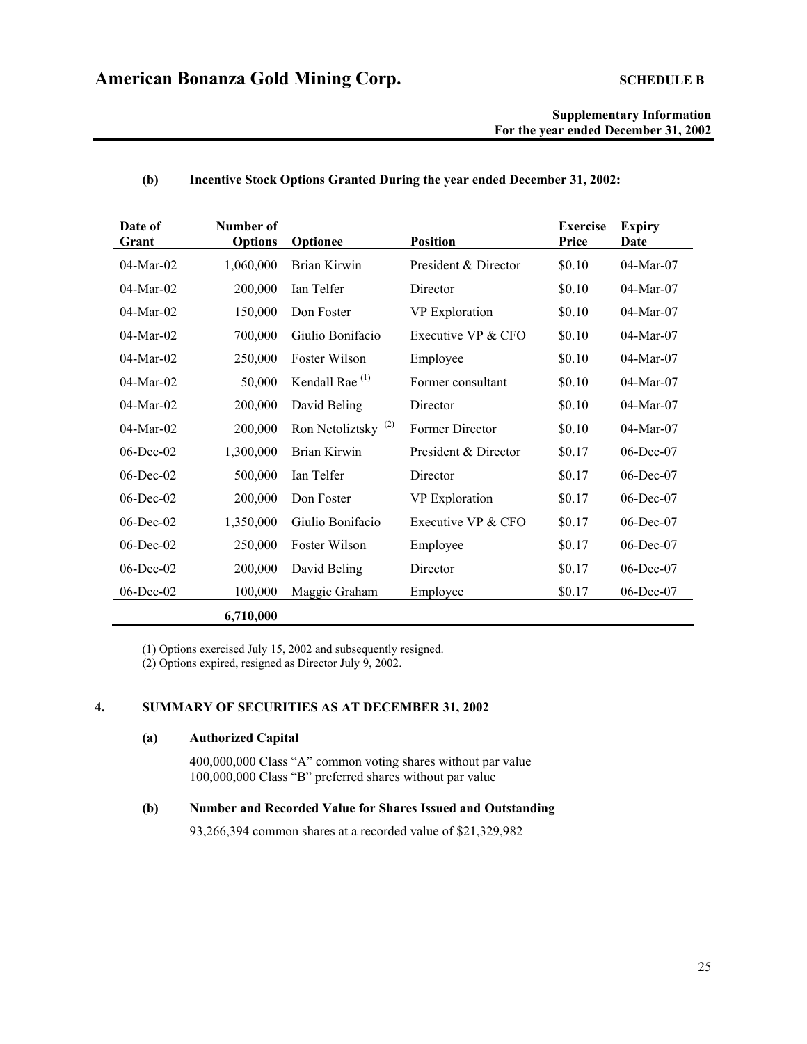# American Bonanza Gold Mining Corp.

**SCHEDULE B**

**Supplementary Information**
**For the year ended December 31, 2002**

**(b) Incentive Stock Options Granted During the year ended December 31, 2002:**

| Date of Grant | Number of Options | Optionee | Position | Exercise Price | Expiry Date |
|---|---|---|---|---|---|
| 04-Mar-02 | 1,060,000 | Brian Kirwin | President & Director | $0.10 | 04-Mar-07 |
| 04-Mar-02 | 200,000 | Ian Telfer | Director | $0.10 | 04-Mar-07 |
| 04-Mar-02 | 150,000 | Don Foster | VP Exploration | $0.10 | 04-Mar-07 |
| 04-Mar-02 | 700,000 | Giulio Bonifacio | Executive VP & CFO | $0.10 | 04-Mar-07 |
| 04-Mar-02 | 250,000 | Foster Wilson | Employee | $0.10 | 04-Mar-07 |
| 04-Mar-02 | 50,000 | Kendall Rae (1) | Former consultant | $0.10 | 04-Mar-07 |
| 04-Mar-02 | 200,000 | David Beling | Director | $0.10 | 04-Mar-07 |
| 04-Mar-02 | 200,000 | Ron Netoliztsky (2) | Former Director | $0.10 | 04-Mar-07 |
| 06-Dec-02 | 1,300,000 | Brian Kirwin | President & Director | $0.17 | 06-Dec-07 |
| 06-Dec-02 | 500,000 | Ian Telfer | Director | $0.17 | 06-Dec-07 |
| 06-Dec-02 | 200,000 | Don Foster | VP Exploration | $0.17 | 06-Dec-07 |
| 06-Dec-02 | 1,350,000 | Giulio Bonifacio | Executive VP & CFO | $0.17 | 06-Dec-07 |
| 06-Dec-02 | 250,000 | Foster Wilson | Employee | $0.17 | 06-Dec-07 |
| 06-Dec-02 | 200,000 | David Beling | Director | $0.17 | 06-Dec-07 |
| 06-Dec-02 | 100,000 | Maggie Graham | Employee | $0.17 | 06-Dec-07 |
| | **6,710,000** | | | | |

(1) Options exercised July 15, 2002 and subsequently resigned.
(2) Options expired, resigned as Director July 9, 2002.

## 4. SUMMARY OF SECURITIES AS AT DECEMBER 31, 2002

### (a) Authorized Capital

400,000,000 Class "A" common voting shares without par value
100,000,000 Class "B" preferred shares without par value

### (b) Number and Recorded Value for Shares Issued and Outstanding

93,266,394 common shares at a recorded value of $21,329,982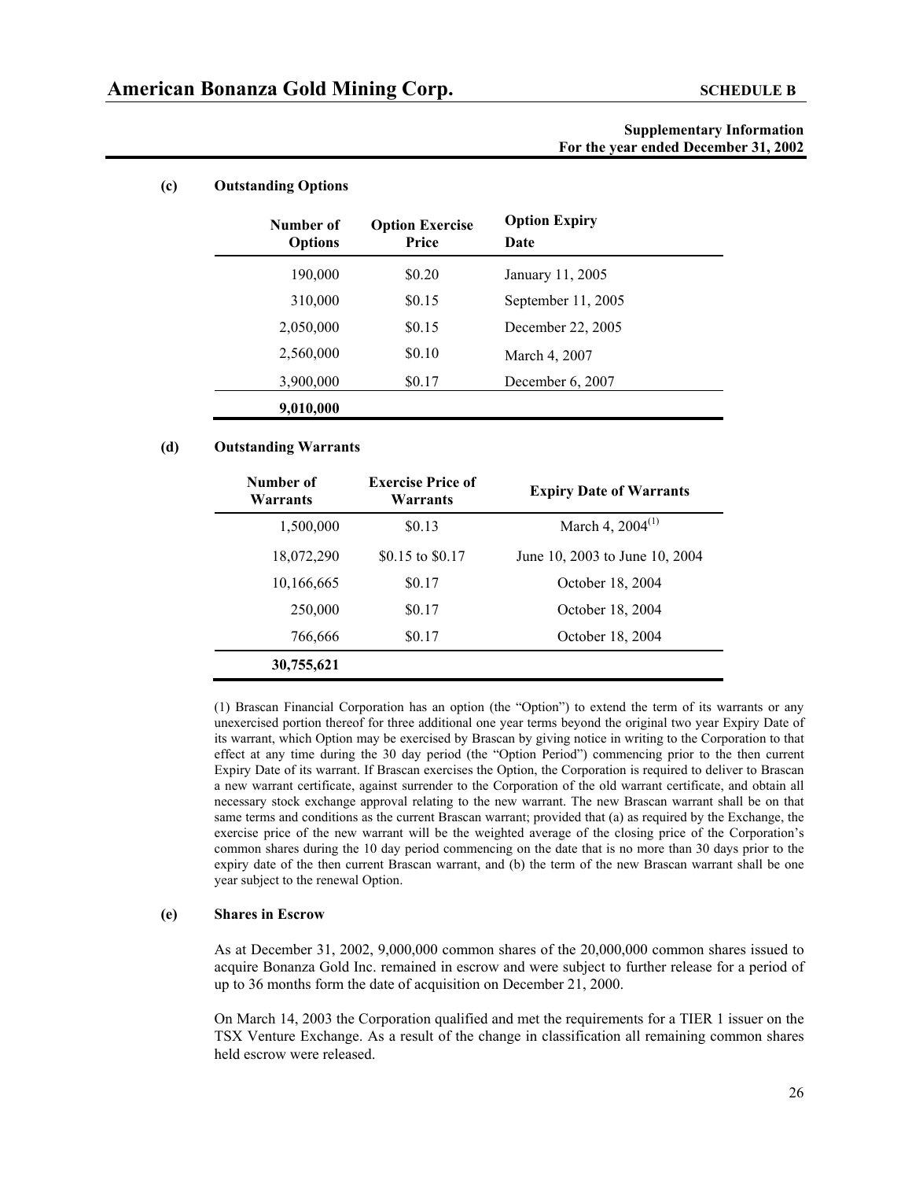**Supplementary Information**
**For the year ended December 31, 2002**

**(c) Outstanding Options**

| Number of Options | Option Exercise Price | Option Expiry Date |
|---|---|---|
| 190,000 | $0.20 | January 11, 2005 |
| 310,000 | $0.15 | September 11, 2005 |
| 2,050,000 | $0.15 | December 22, 2005 |
| 2,560,000 | $0.10 | March 4, 2007 |
| 3,900,000 | $0.17 | December 6, 2007 |
| **9,010,000** | | |

**(d) Outstanding Warrants**

| Number of Warrants | Exercise Price of Warrants | Expiry Date of Warrants |
|---|---|---|
| 1,500,000 | $0.13 | March 4, 2004(1) |
| 18,072,290 | $0.15 to $0.17 | June 10, 2003 to June 10, 2004 |
| 10,166,665 | $0.17 | October 18, 2004 |
| 250,000 | $0.17 | October 18, 2004 |
| 766,666 | $0.17 | October 18, 2004 |
| **30,755,621** | | |

(1) Brascan Financial Corporation has an option (the "Option") to extend the term of its warrants or any unexercised portion thereof for three additional one year terms beyond the original two year Expiry Date of its warrant, which Option may be exercised by Brascan by giving notice in writing to the Corporation to that effect at any time during the 30 day period (the "Option Period") commencing prior to the then current Expiry Date of its warrant. If Brascan exercises the Option, the Corporation is required to deliver to Brascan a new warrant certificate, against surrender to the Corporation of the old warrant certificate, and obtain all necessary stock exchange approval relating to the new warrant. The new Brascan warrant shall be on that same terms and conditions as the current Brascan warrant; provided that (a) as required by the Exchange, the exercise price of the new warrant will be the weighted average of the closing price of the Corporation's common shares during the 10 day period commencing on the date that is no more than 30 days prior to the expiry date of the then current Brascan warrant, and (b) the term of the new Brascan warrant shall be one year subject to the renewal Option.

**(e) Shares in Escrow**

As at December 31, 2002, 9,000,000 common shares of the 20,000,000 common shares issued to acquire Bonanza Gold Inc. remained in escrow and were subject to further release for a period of up to 36 months form the date of acquisition on December 21, 2000.

On March 14, 2003 the Corporation qualified and met the requirements for a TIER 1 issuer on the TSX Venture Exchange. As a result of the change in classification all remaining common shares held escrow were released.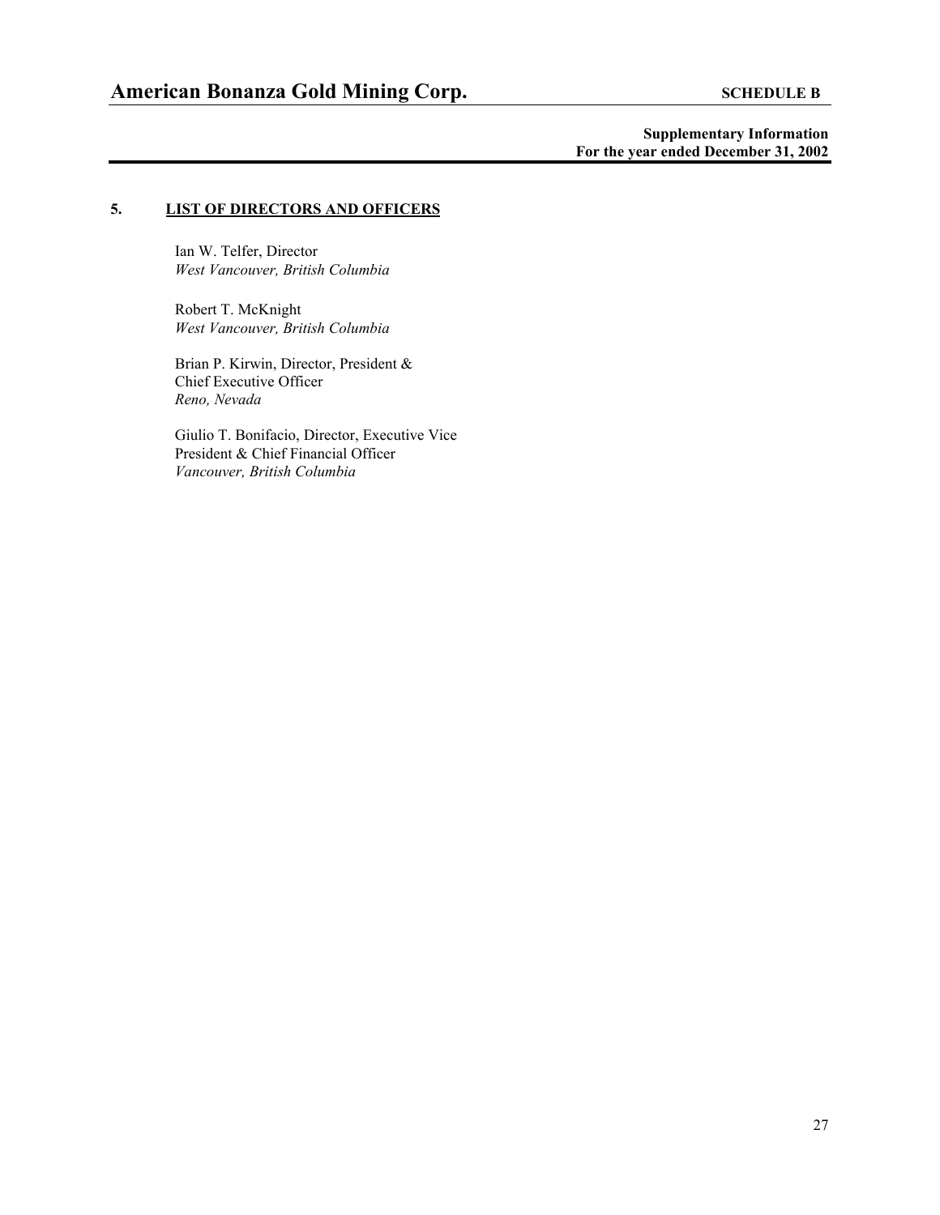# American Bonanza Gold Mining Corp.

**SCHEDULE B**

**Supplementary Information**
**For the year ended December 31, 2002**

## 5. LIST OF DIRECTORS AND OFFICERS

Ian W. Telfer, Director
*West Vancouver, British Columbia*

Robert T. McKnight
*West Vancouver, British Columbia*

Brian P. Kirwin, Director, President & Chief Executive Officer
*Reno, Nevada*

Giulio T. Bonifacio, Director, Executive Vice President & Chief Financial Officer
*Vancouver, British Columbia*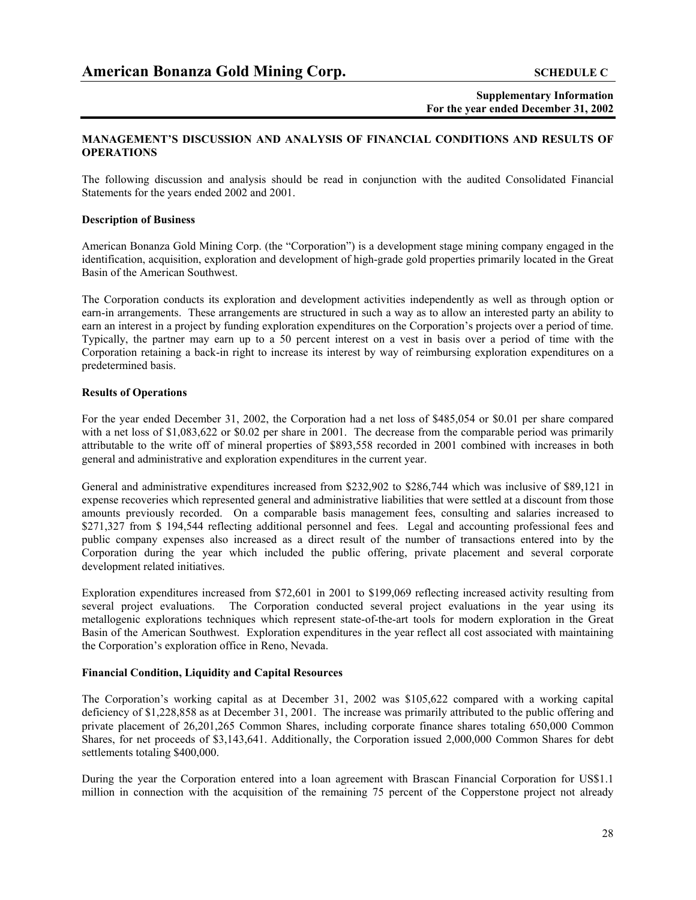## MANAGEMENT'S DISCUSSION AND ANALYSIS OF FINANCIAL CONDITIONS AND RESULTS OF OPERATIONS

The following discussion and analysis should be read in conjunction with the audited Consolidated Financial Statements for the years ended 2002 and 2001.

### Description of Business

American Bonanza Gold Mining Corp. (the "Corporation") is a development stage mining company engaged in the identification, acquisition, exploration and development of high-grade gold properties primarily located in the Great Basin of the American Southwest.

The Corporation conducts its exploration and development activities independently as well as through option or earn-in arrangements. These arrangements are structured in such a way as to allow an interested party an ability to earn an interest in a project by funding exploration expenditures on the Corporation's projects over a period of time. Typically, the partner may earn up to a 50 percent interest on a vest in basis over a period of time with the Corporation retaining a back-in right to increase its interest by way of reimbursing exploration expenditures on a predetermined basis.

### Results of Operations

For the year ended December 31, 2002, the Corporation had a net loss of $485,054 or $0.01 per share compared with a net loss of $1,083,622 or $0.02 per share in 2001. The decrease from the comparable period was primarily attributable to the write off of mineral properties of $893,558 recorded in 2001 combined with increases in both general and administrative and exploration expenditures in the current year.

General and administrative expenditures increased from $232,902 to $286,744 which was inclusive of $89,121 in expense recoveries which represented general and administrative liabilities that were settled at a discount from those amounts previously recorded. On a comparable basis management fees, consulting and salaries increased to $271,327 from $ 194,544 reflecting additional personnel and fees. Legal and accounting professional fees and public company expenses also increased as a direct result of the number of transactions entered into by the Corporation during the year which included the public offering, private placement and several corporate development related initiatives.

Exploration expenditures increased from $72,601 in 2001 to $199,069 reflecting increased activity resulting from several project evaluations. The Corporation conducted several project evaluations in the year using its metallogenic explorations techniques which represent state-of-the-art tools for modern exploration in the Great Basin of the American Southwest. Exploration expenditures in the year reflect all cost associated with maintaining the Corporation's exploration office in Reno, Nevada.

### Financial Condition, Liquidity and Capital Resources

The Corporation's working capital as at December 31, 2002 was $105,622 compared with a working capital deficiency of $1,228,858 as at December 31, 2001. The increase was primarily attributed to the public offering and private placement of 26,201,265 Common Shares, including corporate finance shares totaling 650,000 Common Shares, for net proceeds of $3,143,641. Additionally, the Corporation issued 2,000,000 Common Shares for debt settlements totaling $400,000.

During the year the Corporation entered into a loan agreement with Brascan Financial Corporation for US$1.1 million in connection with the acquisition of the remaining 75 percent of the Copperstone project not already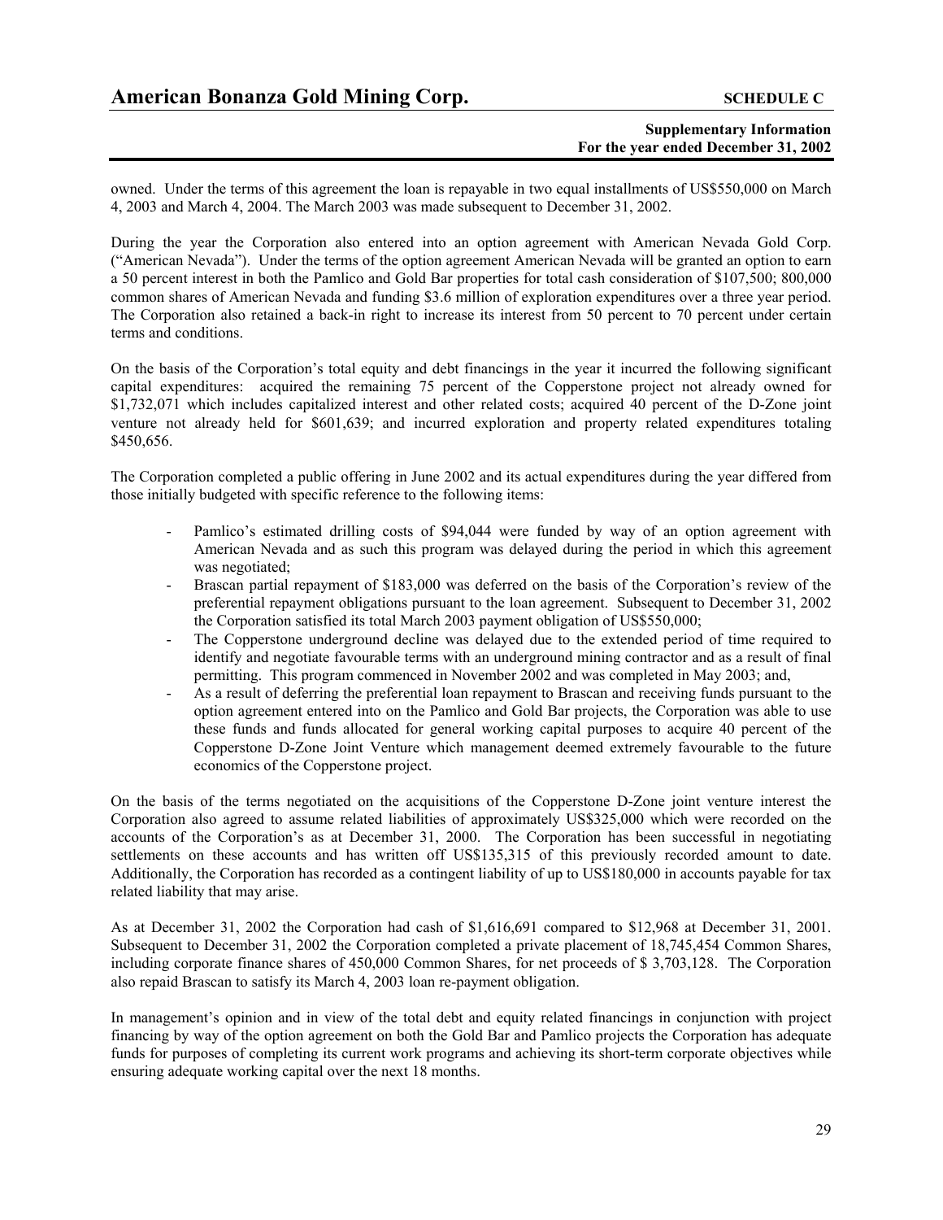owned. Under the terms of this agreement the loan is repayable in two equal installments of US$550,000 on March 4, 2003 and March 4, 2004. The March 2003 was made subsequent to December 31, 2002.

During the year the Corporation also entered into an option agreement with American Nevada Gold Corp. ("American Nevada"). Under the terms of the option agreement American Nevada will be granted an option to earn a 50 percent interest in both the Pamlico and Gold Bar properties for total cash consideration of $107,500; 800,000 common shares of American Nevada and funding $3.6 million of exploration expenditures over a three year period. The Corporation also retained a back-in right to increase its interest from 50 percent to 70 percent under certain terms and conditions.

On the basis of the Corporation's total equity and debt financings in the year it incurred the following significant capital expenditures: acquired the remaining 75 percent of the Copperstone project not already owned for $1,732,071 which includes capitalized interest and other related costs; acquired 40 percent of the D-Zone joint venture not already held for $601,639; and incurred exploration and property related expenditures totaling $450,656.

The Corporation completed a public offering in June 2002 and its actual expenditures during the year differed from those initially budgeted with specific reference to the following items:

- Pamlico's estimated drilling costs of $94,044 were funded by way of an option agreement with American Nevada and as such this program was delayed during the period in which this agreement was negotiated;
- Brascan partial repayment of $183,000 was deferred on the basis of the Corporation's review of the preferential repayment obligations pursuant to the loan agreement. Subsequent to December 31, 2002 the Corporation satisfied its total March 2003 payment obligation of US$550,000;
- The Copperstone underground decline was delayed due to the extended period of time required to identify and negotiate favourable terms with an underground mining contractor and as a result of final permitting. This program commenced in November 2002 and was completed in May 2003; and,
- As a result of deferring the preferential loan repayment to Brascan and receiving funds pursuant to the option agreement entered into on the Pamlico and Gold Bar projects, the Corporation was able to use these funds and funds allocated for general working capital purposes to acquire 40 percent of the Copperstone D-Zone Joint Venture which management deemed extremely favourable to the future economics of the Copperstone project.

On the basis of the terms negotiated on the acquisitions of the Copperstone D-Zone joint venture interest the Corporation also agreed to assume related liabilities of approximately US$325,000 which were recorded on the accounts of the Corporation's as at December 31, 2000. The Corporation has been successful in negotiating settlements on these accounts and has written off US$135,315 of this previously recorded amount to date. Additionally, the Corporation has recorded as a contingent liability of up to US$180,000 in accounts payable for tax related liability that may arise.

As at December 31, 2002 the Corporation had cash of $1,616,691 compared to $12,968 at December 31, 2001. Subsequent to December 31, 2002 the Corporation completed a private placement of 18,745,454 Common Shares, including corporate finance shares of 450,000 Common Shares, for net proceeds of $ 3,703,128. The Corporation also repaid Brascan to satisfy its March 4, 2003 loan re-payment obligation.

In management's opinion and in view of the total debt and equity related financings in conjunction with project financing by way of the option agreement on both the Gold Bar and Pamlico projects the Corporation has adequate funds for purposes of completing its current work programs and achieving its short-term corporate objectives while ensuring adequate working capital over the next 18 months.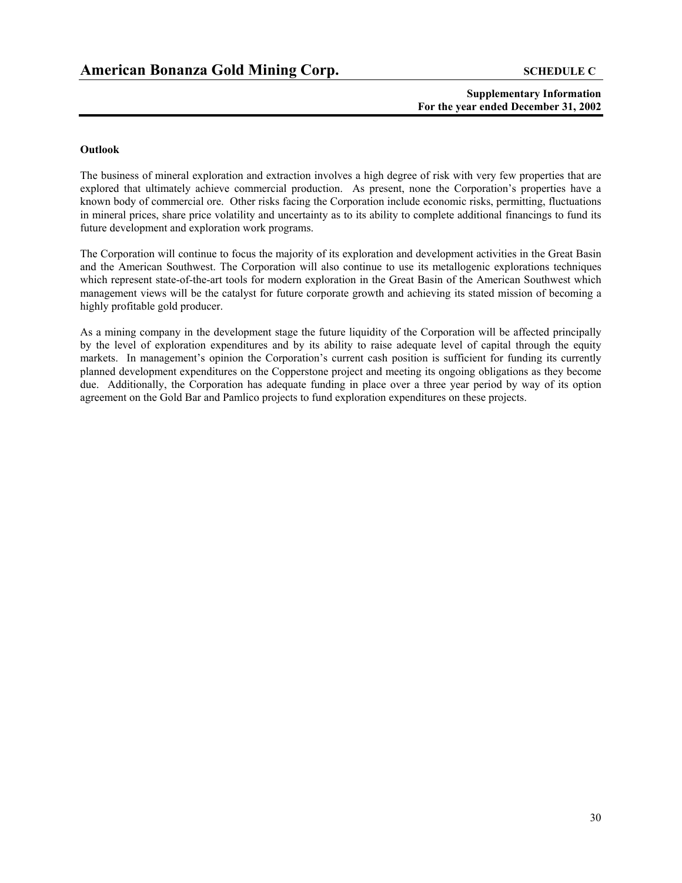### Outlook

The business of mineral exploration and extraction involves a high degree of risk with very few properties that are explored that ultimately achieve commercial production. As present, none the Corporation's properties have a known body of commercial ore. Other risks facing the Corporation include economic risks, permitting, fluctuations in mineral prices, share price volatility and uncertainty as to its ability to complete additional financings to fund its future development and exploration work programs.

The Corporation will continue to focus the majority of its exploration and development activities in the Great Basin and the American Southwest. The Corporation will also continue to use its metallogenic explorations techniques which represent state-of-the-art tools for modern exploration in the Great Basin of the American Southwest which management views will be the catalyst for future corporate growth and achieving its stated mission of becoming a highly profitable gold producer.

As a mining company in the development stage the future liquidity of the Corporation will be affected principally by the level of exploration expenditures and by its ability to raise adequate level of capital through the equity markets. In management's opinion the Corporation's current cash position is sufficient for funding its currently planned development expenditures on the Copperstone project and meeting its ongoing obligations as they become due. Additionally, the Corporation has adequate funding in place over a three year period by way of its option agreement on the Gold Bar and Pamlico projects to fund exploration expenditures on these projects.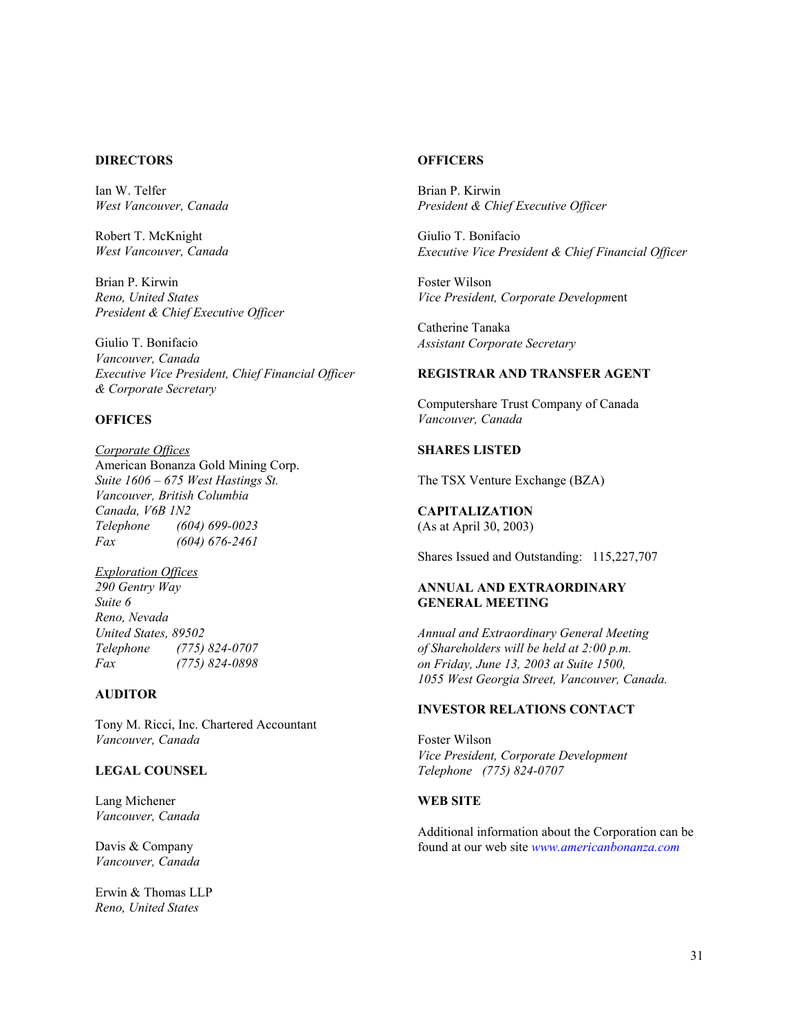## DIRECTORS

Ian W. Telfer
*West Vancouver, Canada*

Robert T. McKnight
*West Vancouver, Canada*

Brian P. Kirwin
*Reno, United States*
*President & Chief Executive Officer*

Giulio T. Bonifacio
*Vancouver, Canada*
*Executive Vice President, Chief Financial Officer & Corporate Secretary*

## OFFICES

*Corporate Offices*
American Bonanza Gold Mining Corp.
*Suite 1606 – 675 West Hastings St.*
*Vancouver, British Columbia*
*Canada, V6B 1N2*
*Telephone (604) 699-0023*
*Fax (604) 676-2461*

*Exploration Offices*
*290 Gentry Way*
*Suite 6*
*Reno, Nevada*
*United States, 89502*
*Telephone (775) 824-0707*
*Fax (775) 824-0898*

## AUDITOR

Tony M. Ricci, Inc. Chartered Accountant
*Vancouver, Canada*

## LEGAL COUNSEL

Lang Michener
*Vancouver, Canada*

Davis & Company
*Vancouver, Canada*

Erwin & Thomas LLP
*Reno, United States*

## OFFICERS

Brian P. Kirwin
*President & Chief Executive Officer*

Giulio T. Bonifacio
*Executive Vice President & Chief Financial Officer*

Foster Wilson
*Vice President, Corporate Development*

Catherine Tanaka
*Assistant Corporate Secretary*

## REGISTRAR AND TRANSFER AGENT

Computershare Trust Company of Canada
*Vancouver, Canada*

## SHARES LISTED

The TSX Venture Exchange (BZA)

## CAPITALIZATION
(As at April 30, 2003)

Shares Issued and Outstanding: 115,227,707

## ANNUAL AND EXTRAORDINARY GENERAL MEETING

*Annual and Extraordinary General Meeting of Shareholders will be held at 2:00 p.m. on Friday, June 13, 2003 at Suite 1500, 1055 West Georgia Street, Vancouver, Canada.*

## INVESTOR RELATIONS CONTACT

Foster Wilson
*Vice President, Corporate Development*
*Telephone (775) 824-0707*

## WEB SITE

Additional information about the Corporation can be found at our web site www.americanbonanza.com